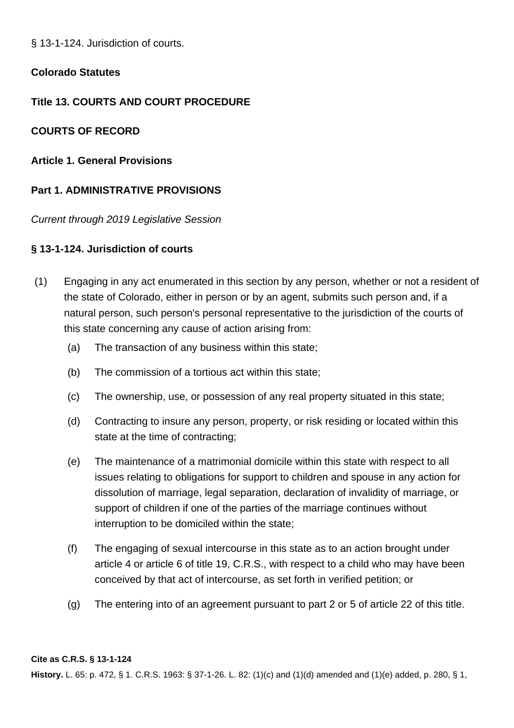§ 13-1-124. Jurisdiction of courts.

**Colorado Statutes**

**Title 13. COURTS AND COURT PROCEDURE**

**COURTS OF RECORD**

**Article 1. General Provisions**

**Part 1. ADMINISTRATIVE PROVISIONS**

*Current through 2019 Legislative Session*

**§ 13-1-124. Jurisdiction of courts**

(1) Engaging in any act enumerated in this section by any person, whether or not a resident of the state of Colorado, either in person or by an agent, submits such person and, if a natural person, such person's personal representative to the jurisdiction of the courts of this state concerning any cause of action arising from:

  (a) The transaction of any business within this state;

  (b) The commission of a tortious act within this state;

  (c) The ownership, use, or possession of any real property situated in this state;

  (d) Contracting to insure any person, property, or risk residing or located within this state at the time of contracting;

  (e) The maintenance of a matrimonial domicile within this state with respect to all issues relating to obligations for support to children and spouse in any action for dissolution of marriage, legal separation, declaration of invalidity of marriage, or support of children if one of the parties of the marriage continues without interruption to be domiciled within the state;

  (f) The engaging of sexual intercourse in this state as to an action brought under article 4 or article 6 of title 19, C.R.S., with respect to a child who may have been conceived by that act of intercourse, as set forth in verified petition; or

  (g) The entering into of an agreement pursuant to part 2 or 5 of article 22 of this title.

**Cite as C.R.S. § 13-1-124**

**History.** L. 65: p. 472, § 1. C.R.S. 1963: § 37-1-26. L. 82: (1)(c) and (1)(d) amended and (1)(e) added, p. 280, § 1,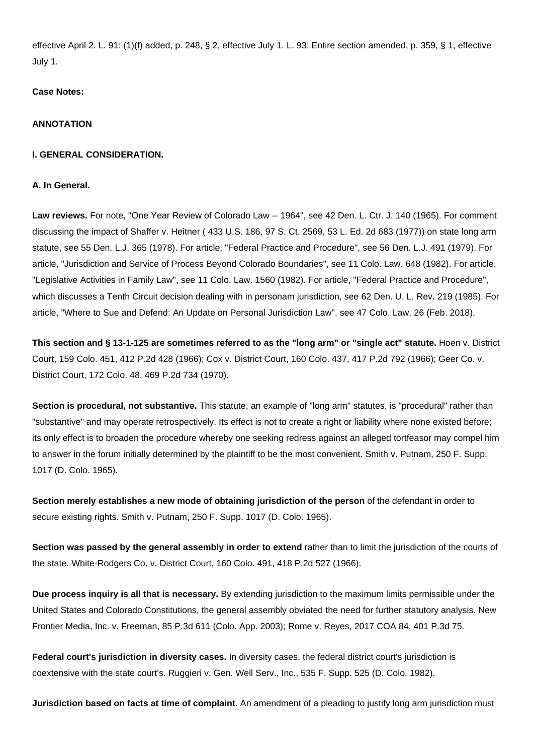effective April 2. L. 91: (1)(f) added, p. 248, § 2, effective July 1. L. 93: Entire section amended, p. 359, § 1, effective July 1.

**Case Notes:**

**ANNOTATION**

**I. GENERAL CONSIDERATION.**

**A. In General.**

**Law reviews.** For note, "One Year Review of Colorado Law -- 1964", see 42 Den. L. Ctr. J. 140 (1965). For comment discussing the impact of Shaffer v. Heitner ( 433 U.S. 186, 97 S. Ct. 2569, 53 L. Ed. 2d 683 (1977)) on state long arm statute, see 55 Den. L.J. 365 (1978). For article, "Federal Practice and Procedure", see 56 Den. L.J. 491 (1979). For article, "Jurisdiction and Service of Process Beyond Colorado Boundaries", see 11 Colo. Law. 648 (1982). For article, "Legislative Activities in Family Law", see 11 Colo. Law. 1560 (1982). For article, "Federal Practice and Procedure", which discusses a Tenth Circuit decision dealing with in personam jurisdiction, see 62 Den. U. L. Rev. 219 (1985). For article, "Where to Sue and Defend: An Update on Personal Jurisdiction Law", see 47 Colo. Law. 26 (Feb. 2018).

**This section and § 13-1-125 are sometimes referred to as the "long arm" or "single act" statute.** Hoen v. District Court, 159 Colo. 451, 412 P.2d 428 (1966); Cox v. District Court, 160 Colo. 437, 417 P.2d 792 (1966); Geer Co. v. District Court, 172 Colo. 48, 469 P.2d 734 (1970).

**Section is procedural, not substantive.** This statute, an example of "long arm" statutes, is "procedural" rather than "substantive" and may operate retrospectively. Its effect is not to create a right or liability where none existed before; its only effect is to broaden the procedure whereby one seeking redress against an alleged tortfeasor may compel him to answer in the forum initially determined by the plaintiff to be the most convenient. Smith v. Putnam, 250 F. Supp. 1017 (D. Colo. 1965).

**Section merely establishes a new mode of obtaining jurisdiction of the person** of the defendant in order to secure existing rights. Smith v. Putnam, 250 F. Supp. 1017 (D. Colo. 1965).

**Section was passed by the general assembly in order to extend** rather than to limit the jurisdiction of the courts of the state. White-Rodgers Co. v. District Court, 160 Colo. 491, 418 P.2d 527 (1966).

**Due process inquiry is all that is necessary.** By extending jurisdiction to the maximum limits permissible under the United States and Colorado Constitutions, the general assembly obviated the need for further statutory analysis. New Frontier Media, Inc. v. Freeman, 85 P.3d 611 (Colo. App. 2003); Rome v. Reyes, 2017 COA 84, 401 P.3d 75.

**Federal court's jurisdiction in diversity cases.** In diversity cases, the federal district court's jurisdiction is coextensive with the state court's. Ruggieri v. Gen. Well Serv., Inc., 535 F. Supp. 525 (D. Colo. 1982).

**Jurisdiction based on facts at time of complaint.** An amendment of a pleading to justify long arm jurisdiction must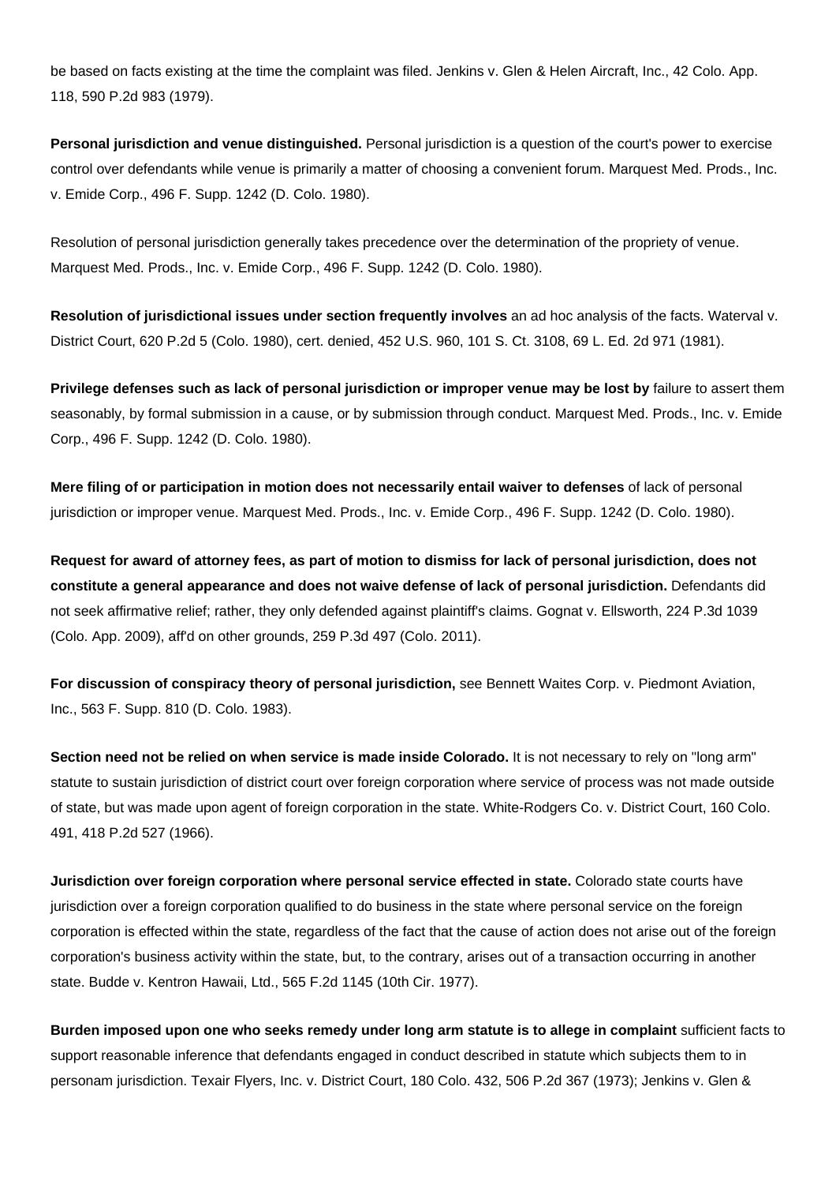be based on facts existing at the time the complaint was filed. Jenkins v. Glen & Helen Aircraft, Inc., 42 Colo. App. 118, 590 P.2d 983 (1979).

**Personal jurisdiction and venue distinguished.** Personal jurisdiction is a question of the court's power to exercise control over defendants while venue is primarily a matter of choosing a convenient forum. Marquest Med. Prods., Inc. v. Emide Corp., 496 F. Supp. 1242 (D. Colo. 1980).

Resolution of personal jurisdiction generally takes precedence over the determination of the propriety of venue. Marquest Med. Prods., Inc. v. Emide Corp., 496 F. Supp. 1242 (D. Colo. 1980).

**Resolution of jurisdictional issues under section frequently involves** an ad hoc analysis of the facts. Waterval v. District Court, 620 P.2d 5 (Colo. 1980), cert. denied, 452 U.S. 960, 101 S. Ct. 3108, 69 L. Ed. 2d 971 (1981).

**Privilege defenses such as lack of personal jurisdiction or improper venue may be lost by** failure to assert them seasonably, by formal submission in a cause, or by submission through conduct. Marquest Med. Prods., Inc. v. Emide Corp., 496 F. Supp. 1242 (D. Colo. 1980).

**Mere filing of or participation in motion does not necessarily entail waiver to defenses** of lack of personal jurisdiction or improper venue. Marquest Med. Prods., Inc. v. Emide Corp., 496 F. Supp. 1242 (D. Colo. 1980).

**Request for award of attorney fees, as part of motion to dismiss for lack of personal jurisdiction, does not constitute a general appearance and does not waive defense of lack of personal jurisdiction.** Defendants did not seek affirmative relief; rather, they only defended against plaintiff's claims. Gognat v. Ellsworth, 224 P.3d 1039 (Colo. App. 2009), aff'd on other grounds, 259 P.3d 497 (Colo. 2011).

**For discussion of conspiracy theory of personal jurisdiction,** see Bennett Waites Corp. v. Piedmont Aviation, Inc., 563 F. Supp. 810 (D. Colo. 1983).

**Section need not be relied on when service is made inside Colorado.** It is not necessary to rely on "long arm" statute to sustain jurisdiction of district court over foreign corporation where service of process was not made outside of state, but was made upon agent of foreign corporation in the state. White-Rodgers Co. v. District Court, 160 Colo. 491, 418 P.2d 527 (1966).

**Jurisdiction over foreign corporation where personal service effected in state.** Colorado state courts have jurisdiction over a foreign corporation qualified to do business in the state where personal service on the foreign corporation is effected within the state, regardless of the fact that the cause of action does not arise out of the foreign corporation's business activity within the state, but, to the contrary, arises out of a transaction occurring in another state. Budde v. Kentron Hawaii, Ltd., 565 F.2d 1145 (10th Cir. 1977).

**Burden imposed upon one who seeks remedy under long arm statute is to allege in complaint** sufficient facts to support reasonable inference that defendants engaged in conduct described in statute which subjects them to in personam jurisdiction. Texair Flyers, Inc. v. District Court, 180 Colo. 432, 506 P.2d 367 (1973); Jenkins v. Glen &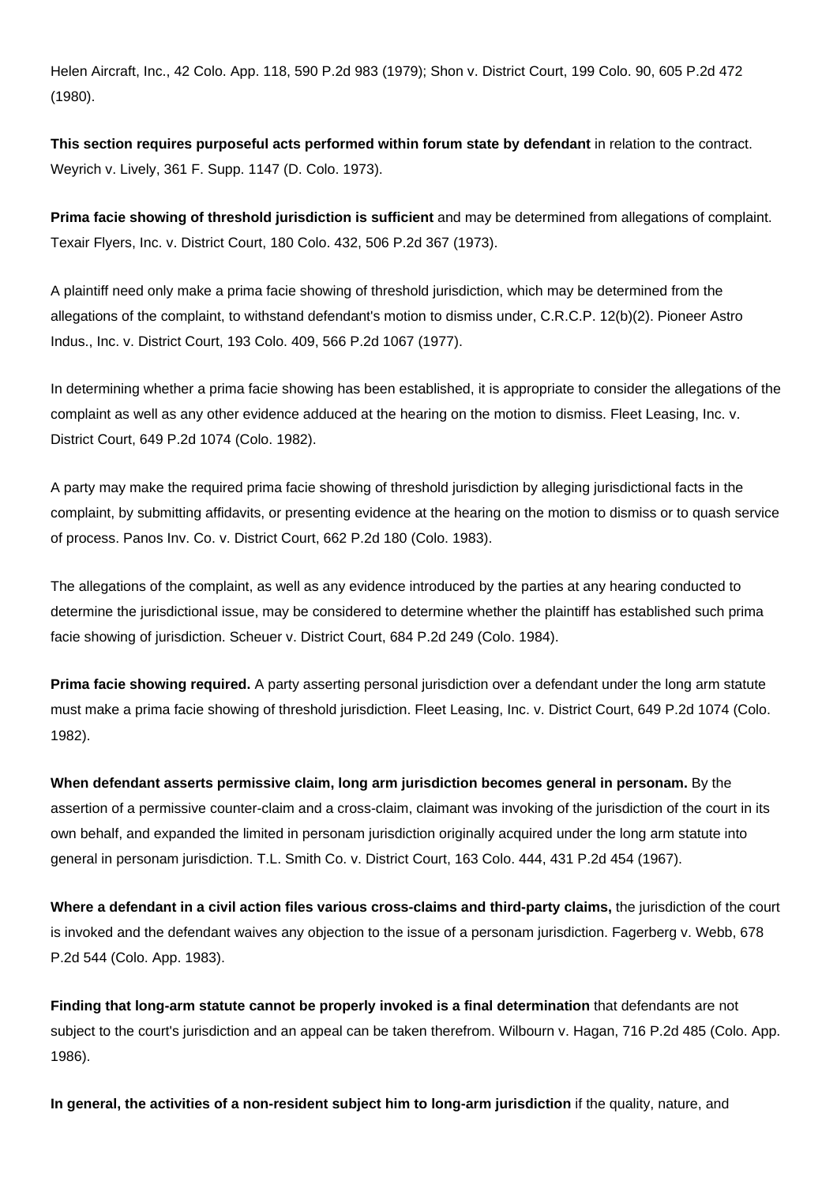Helen Aircraft, Inc., 42 Colo. App. 118, 590 P.2d 983 (1979); Shon v. District Court, 199 Colo. 90, 605 P.2d 472 (1980).

**This section requires purposeful acts performed within forum state by defendant** in relation to the contract. Weyrich v. Lively, 361 F. Supp. 1147 (D. Colo. 1973).

**Prima facie showing of threshold jurisdiction is sufficient** and may be determined from allegations of complaint. Texair Flyers, Inc. v. District Court, 180 Colo. 432, 506 P.2d 367 (1973).

A plaintiff need only make a prima facie showing of threshold jurisdiction, which may be determined from the allegations of the complaint, to withstand defendant's motion to dismiss under, C.R.C.P. 12(b)(2). Pioneer Astro Indus., Inc. v. District Court, 193 Colo. 409, 566 P.2d 1067 (1977).

In determining whether a prima facie showing has been established, it is appropriate to consider the allegations of the complaint as well as any other evidence adduced at the hearing on the motion to dismiss. Fleet Leasing, Inc. v. District Court, 649 P.2d 1074 (Colo. 1982).

A party may make the required prima facie showing of threshold jurisdiction by alleging jurisdictional facts in the complaint, by submitting affidavits, or presenting evidence at the hearing on the motion to dismiss or to quash service of process. Panos Inv. Co. v. District Court, 662 P.2d 180 (Colo. 1983).

The allegations of the complaint, as well as any evidence introduced by the parties at any hearing conducted to determine the jurisdictional issue, may be considered to determine whether the plaintiff has established such prima facie showing of jurisdiction. Scheuer v. District Court, 684 P.2d 249 (Colo. 1984).

**Prima facie showing required.** A party asserting personal jurisdiction over a defendant under the long arm statute must make a prima facie showing of threshold jurisdiction. Fleet Leasing, Inc. v. District Court, 649 P.2d 1074 (Colo. 1982).

**When defendant asserts permissive claim, long arm jurisdiction becomes general in personam.** By the assertion of a permissive counter-claim and a cross-claim, claimant was invoking of the jurisdiction of the court in its own behalf, and expanded the limited in personam jurisdiction originally acquired under the long arm statute into general in personam jurisdiction. T.L. Smith Co. v. District Court, 163 Colo. 444, 431 P.2d 454 (1967).

**Where a defendant in a civil action files various cross-claims and third-party claims,** the jurisdiction of the court is invoked and the defendant waives any objection to the issue of a personam jurisdiction. Fagerberg v. Webb, 678 P.2d 544 (Colo. App. 1983).

**Finding that long-arm statute cannot be properly invoked is a final determination** that defendants are not subject to the court's jurisdiction and an appeal can be taken therefrom. Wilbourn v. Hagan, 716 P.2d 485 (Colo. App. 1986).

**In general, the activities of a non-resident subject him to long-arm jurisdiction** if the quality, nature, and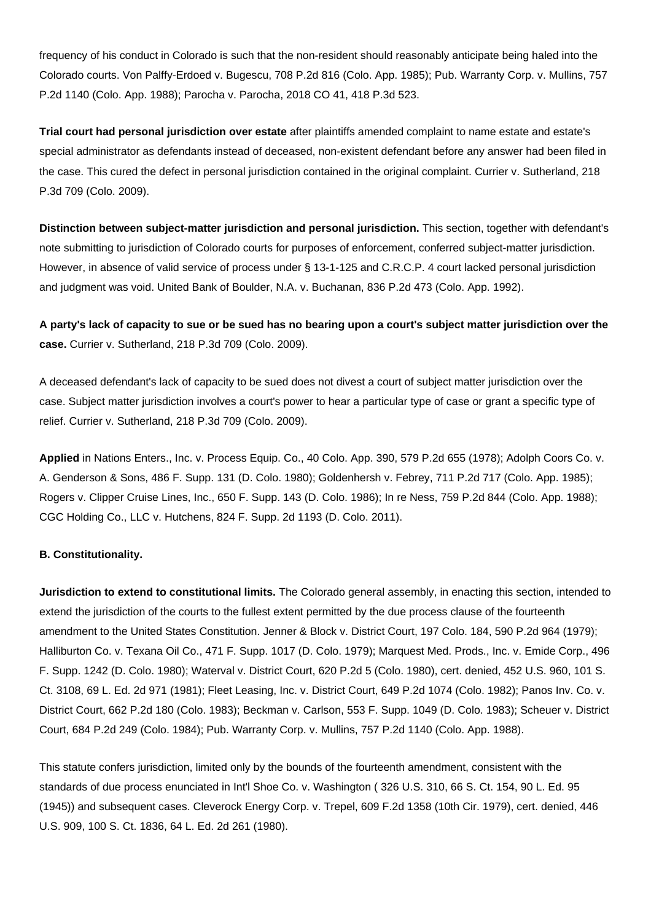frequency of his conduct in Colorado is such that the non-resident should reasonably anticipate being haled into the Colorado courts. Von Palffy-Erdoed v. Bugescu, 708 P.2d 816 (Colo. App. 1985); Pub. Warranty Corp. v. Mullins, 757 P.2d 1140 (Colo. App. 1988); Parocha v. Parocha, 2018 CO 41, 418 P.3d 523.

**Trial court had personal jurisdiction over estate** after plaintiffs amended complaint to name estate and estate's special administrator as defendants instead of deceased, non-existent defendant before any answer had been filed in the case. This cured the defect in personal jurisdiction contained in the original complaint. Currier v. Sutherland, 218 P.3d 709 (Colo. 2009).

**Distinction between subject-matter jurisdiction and personal jurisdiction.** This section, together with defendant's note submitting to jurisdiction of Colorado courts for purposes of enforcement, conferred subject-matter jurisdiction. However, in absence of valid service of process under § 13-1-125 and C.R.C.P. 4 court lacked personal jurisdiction and judgment was void. United Bank of Boulder, N.A. v. Buchanan, 836 P.2d 473 (Colo. App. 1992).

**A party's lack of capacity to sue or be sued has no bearing upon a court's subject matter jurisdiction over the case.** Currier v. Sutherland, 218 P.3d 709 (Colo. 2009).

A deceased defendant's lack of capacity to be sued does not divest a court of subject matter jurisdiction over the case. Subject matter jurisdiction involves a court's power to hear a particular type of case or grant a specific type of relief. Currier v. Sutherland, 218 P.3d 709 (Colo. 2009).

**Applied** in Nations Enters., Inc. v. Process Equip. Co., 40 Colo. App. 390, 579 P.2d 655 (1978); Adolph Coors Co. v. A. Genderson & Sons, 486 F. Supp. 131 (D. Colo. 1980); Goldenhersh v. Febrey, 711 P.2d 717 (Colo. App. 1985); Rogers v. Clipper Cruise Lines, Inc., 650 F. Supp. 143 (D. Colo. 1986); In re Ness, 759 P.2d 844 (Colo. App. 1988); CGC Holding Co., LLC v. Hutchens, 824 F. Supp. 2d 1193 (D. Colo. 2011).

**B. Constitutionality.**

**Jurisdiction to extend to constitutional limits.** The Colorado general assembly, in enacting this section, intended to extend the jurisdiction of the courts to the fullest extent permitted by the due process clause of the fourteenth amendment to the United States Constitution. Jenner & Block v. District Court, 197 Colo. 184, 590 P.2d 964 (1979); Halliburton Co. v. Texana Oil Co., 471 F. Supp. 1017 (D. Colo. 1979); Marquest Med. Prods., Inc. v. Emide Corp., 496 F. Supp. 1242 (D. Colo. 1980); Waterval v. District Court, 620 P.2d 5 (Colo. 1980), cert. denied, 452 U.S. 960, 101 S. Ct. 3108, 69 L. Ed. 2d 971 (1981); Fleet Leasing, Inc. v. District Court, 649 P.2d 1074 (Colo. 1982); Panos Inv. Co. v. District Court, 662 P.2d 180 (Colo. 1983); Beckman v. Carlson, 553 F. Supp. 1049 (D. Colo. 1983); Scheuer v. District Court, 684 P.2d 249 (Colo. 1984); Pub. Warranty Corp. v. Mullins, 757 P.2d 1140 (Colo. App. 1988).

This statute confers jurisdiction, limited only by the bounds of the fourteenth amendment, consistent with the standards of due process enunciated in Int'l Shoe Co. v. Washington ( 326 U.S. 310, 66 S. Ct. 154, 90 L. Ed. 95 (1945)) and subsequent cases. Cleverock Energy Corp. v. Trepel, 609 F.2d 1358 (10th Cir. 1979), cert. denied, 446 U.S. 909, 100 S. Ct. 1836, 64 L. Ed. 2d 261 (1980).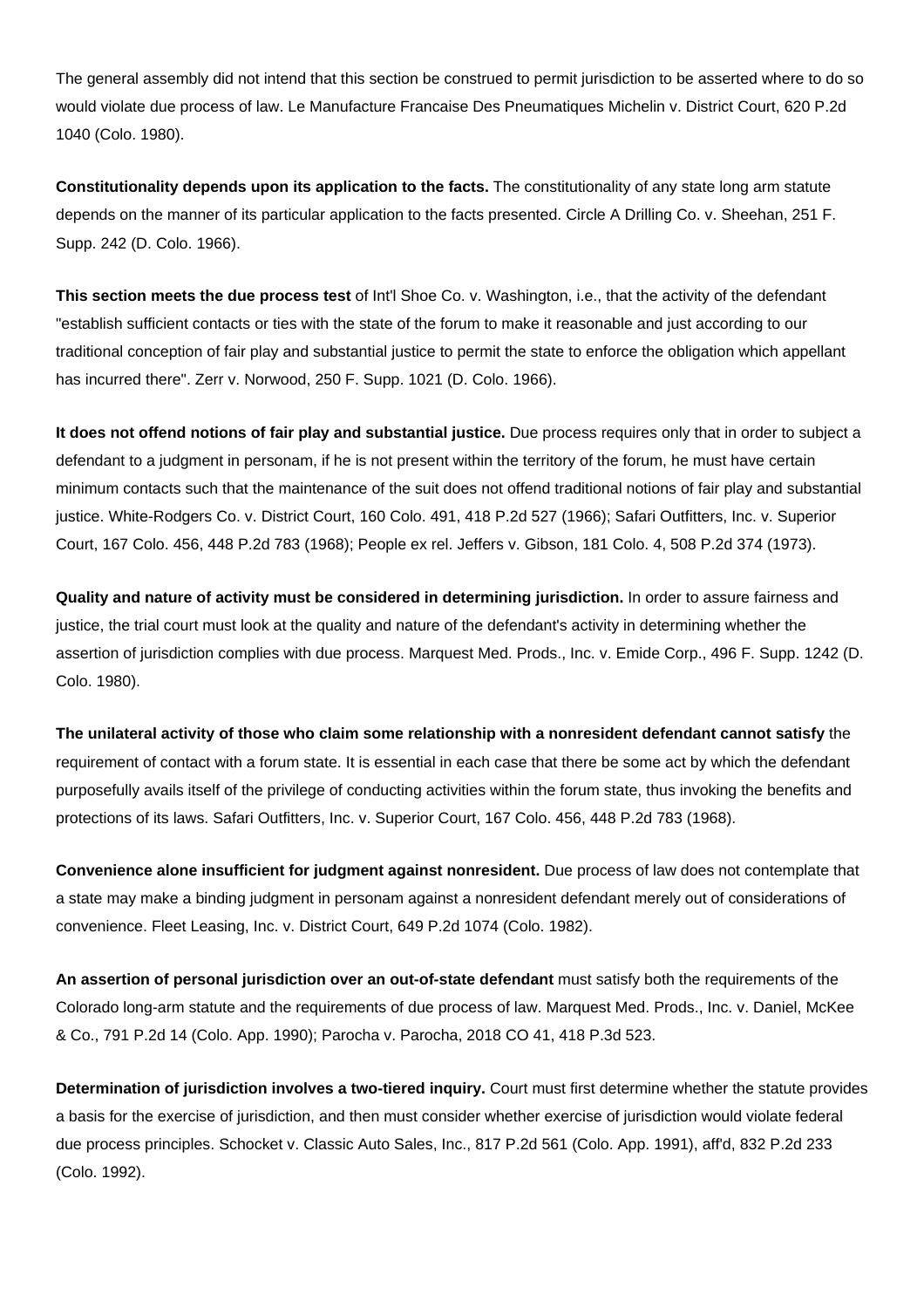The general assembly did not intend that this section be construed to permit jurisdiction to be asserted where to do so would violate due process of law. Le Manufacture Francaise Des Pneumatiques Michelin v. District Court, 620 P.2d 1040 (Colo. 1980).

**Constitutionality depends upon its application to the facts.** The constitutionality of any state long arm statute depends on the manner of its particular application to the facts presented. Circle A Drilling Co. v. Sheehan, 251 F. Supp. 242 (D. Colo. 1966).

**This section meets the due process test** of Int'l Shoe Co. v. Washington, i.e., that the activity of the defendant "establish sufficient contacts or ties with the state of the forum to make it reasonable and just according to our traditional conception of fair play and substantial justice to permit the state to enforce the obligation which appellant has incurred there". Zerr v. Norwood, 250 F. Supp. 1021 (D. Colo. 1966).

**It does not offend notions of fair play and substantial justice.** Due process requires only that in order to subject a defendant to a judgment in personam, if he is not present within the territory of the forum, he must have certain minimum contacts such that the maintenance of the suit does not offend traditional notions of fair play and substantial justice. White-Rodgers Co. v. District Court, 160 Colo. 491, 418 P.2d 527 (1966); Safari Outfitters, Inc. v. Superior Court, 167 Colo. 456, 448 P.2d 783 (1968); People ex rel. Jeffers v. Gibson, 181 Colo. 4, 508 P.2d 374 (1973).

**Quality and nature of activity must be considered in determining jurisdiction.** In order to assure fairness and justice, the trial court must look at the quality and nature of the defendant's activity in determining whether the assertion of jurisdiction complies with due process. Marquest Med. Prods., Inc. v. Emide Corp., 496 F. Supp. 1242 (D. Colo. 1980).

**The unilateral activity of those who claim some relationship with a nonresident defendant cannot satisfy** the requirement of contact with a forum state. It is essential in each case that there be some act by which the defendant purposefully avails itself of the privilege of conducting activities within the forum state, thus invoking the benefits and protections of its laws. Safari Outfitters, Inc. v. Superior Court, 167 Colo. 456, 448 P.2d 783 (1968).

**Convenience alone insufficient for judgment against nonresident.** Due process of law does not contemplate that a state may make a binding judgment in personam against a nonresident defendant merely out of considerations of convenience. Fleet Leasing, Inc. v. District Court, 649 P.2d 1074 (Colo. 1982).

**An assertion of personal jurisdiction over an out-of-state defendant** must satisfy both the requirements of the Colorado long-arm statute and the requirements of due process of law. Marquest Med. Prods., Inc. v. Daniel, McKee & Co., 791 P.2d 14 (Colo. App. 1990); Parocha v. Parocha, 2018 CO 41, 418 P.3d 523.

**Determination of jurisdiction involves a two-tiered inquiry.** Court must first determine whether the statute provides a basis for the exercise of jurisdiction, and then must consider whether exercise of jurisdiction would violate federal due process principles. Schocket v. Classic Auto Sales, Inc., 817 P.2d 561 (Colo. App. 1991), aff'd, 832 P.2d 233 (Colo. 1992).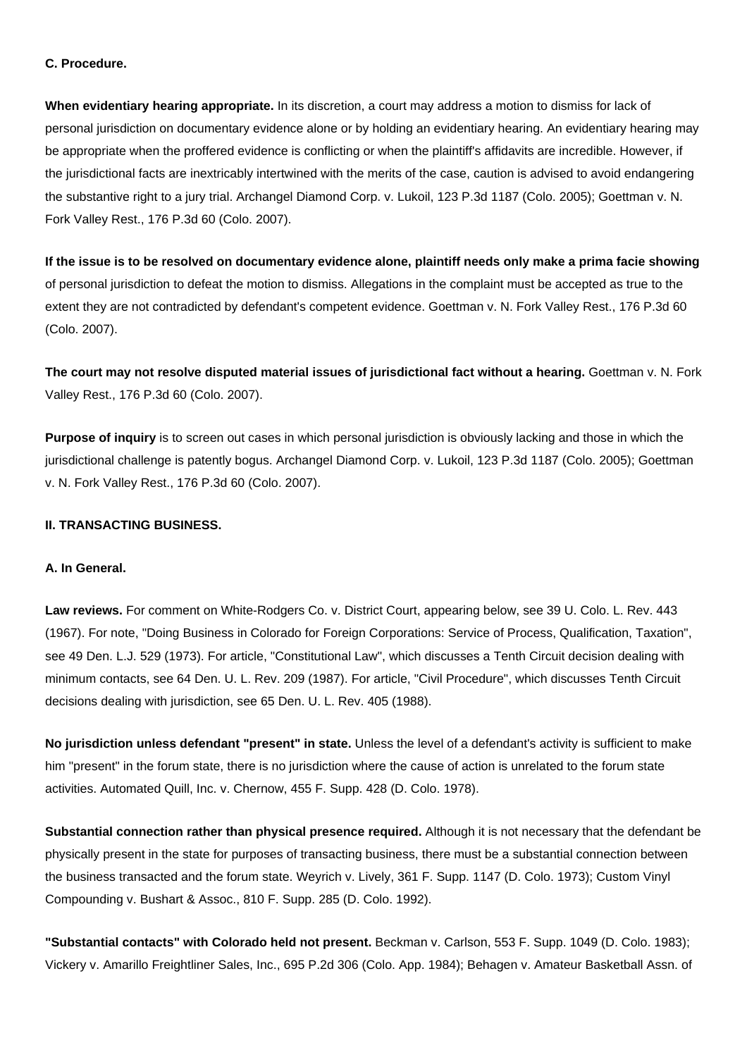**C. Procedure.**

**When evidentiary hearing appropriate.** In its discretion, a court may address a motion to dismiss for lack of personal jurisdiction on documentary evidence alone or by holding an evidentiary hearing. An evidentiary hearing may be appropriate when the proffered evidence is conflicting or when the plaintiff's affidavits are incredible. However, if the jurisdictional facts are inextricably intertwined with the merits of the case, caution is advised to avoid endangering the substantive right to a jury trial. Archangel Diamond Corp. v. Lukoil, 123 P.3d 1187 (Colo. 2005); Goettman v. N. Fork Valley Rest., 176 P.3d 60 (Colo. 2007).

**If the issue is to be resolved on documentary evidence alone, plaintiff needs only make a prima facie showing** of personal jurisdiction to defeat the motion to dismiss. Allegations in the complaint must be accepted as true to the extent they are not contradicted by defendant's competent evidence. Goettman v. N. Fork Valley Rest., 176 P.3d 60 (Colo. 2007).

**The court may not resolve disputed material issues of jurisdictional fact without a hearing.** Goettman v. N. Fork Valley Rest., 176 P.3d 60 (Colo. 2007).

**Purpose of inquiry** is to screen out cases in which personal jurisdiction is obviously lacking and those in which the jurisdictional challenge is patently bogus. Archangel Diamond Corp. v. Lukoil, 123 P.3d 1187 (Colo. 2005); Goettman v. N. Fork Valley Rest., 176 P.3d 60 (Colo. 2007).

**II. TRANSACTING BUSINESS.**

**A. In General.**

**Law reviews.** For comment on White-Rodgers Co. v. District Court, appearing below, see 39 U. Colo. L. Rev. 443 (1967). For note, "Doing Business in Colorado for Foreign Corporations: Service of Process, Qualification, Taxation", see 49 Den. L.J. 529 (1973). For article, "Constitutional Law", which discusses a Tenth Circuit decision dealing with minimum contacts, see 64 Den. U. L. Rev. 209 (1987). For article, "Civil Procedure", which discusses Tenth Circuit decisions dealing with jurisdiction, see 65 Den. U. L. Rev. 405 (1988).

**No jurisdiction unless defendant "present" in state.** Unless the level of a defendant's activity is sufficient to make him "present" in the forum state, there is no jurisdiction where the cause of action is unrelated to the forum state activities. Automated Quill, Inc. v. Chernow, 455 F. Supp. 428 (D. Colo. 1978).

**Substantial connection rather than physical presence required.** Although it is not necessary that the defendant be physically present in the state for purposes of transacting business, there must be a substantial connection between the business transacted and the forum state. Weyrich v. Lively, 361 F. Supp. 1147 (D. Colo. 1973); Custom Vinyl Compounding v. Bushart & Assoc., 810 F. Supp. 285 (D. Colo. 1992).

**"Substantial contacts" with Colorado held not present.** Beckman v. Carlson, 553 F. Supp. 1049 (D. Colo. 1983); Vickery v. Amarillo Freightliner Sales, Inc., 695 P.2d 306 (Colo. App. 1984); Behagen v. Amateur Basketball Assn. of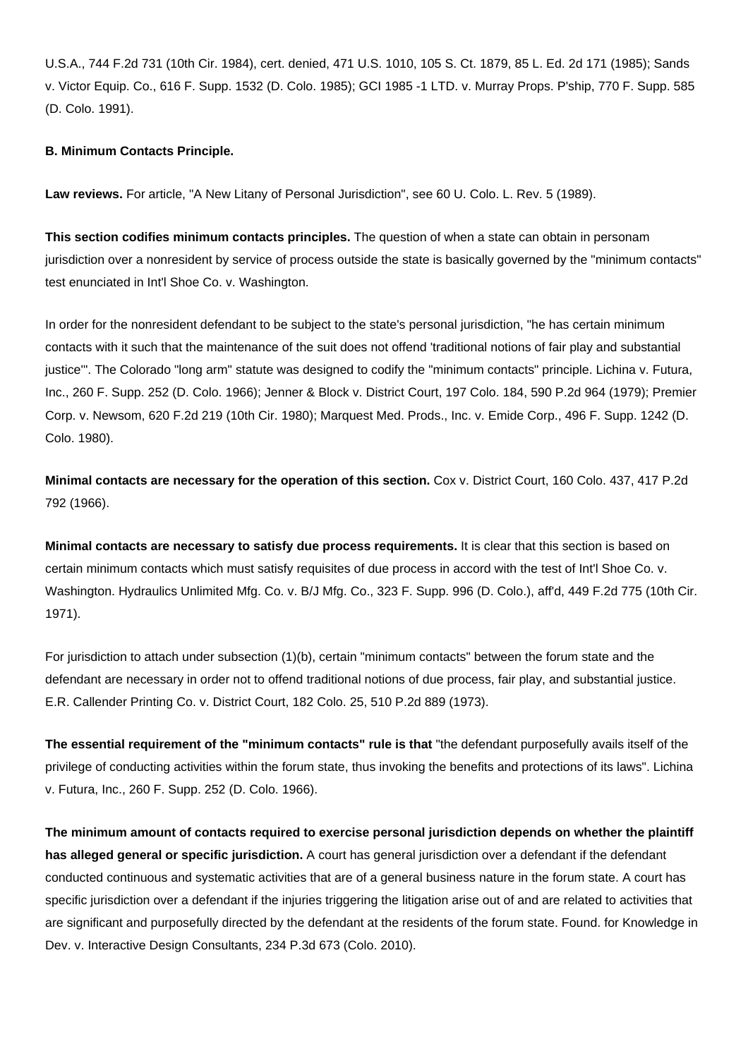U.S.A., 744 F.2d 731 (10th Cir. 1984), cert. denied, 471 U.S. 1010, 105 S. Ct. 1879, 85 L. Ed. 2d 171 (1985); Sands v. Victor Equip. Co., 616 F. Supp. 1532 (D. Colo. 1985); GCI 1985 -1 LTD. v. Murray Props. P'ship, 770 F. Supp. 585 (D. Colo. 1991).

**B. Minimum Contacts Principle.**

**Law reviews.** For article, "A New Litany of Personal Jurisdiction", see 60 U. Colo. L. Rev. 5 (1989).

**This section codifies minimum contacts principles.** The question of when a state can obtain in personam jurisdiction over a nonresident by service of process outside the state is basically governed by the "minimum contacts" test enunciated in Int'l Shoe Co. v. Washington.

In order for the nonresident defendant to be subject to the state's personal jurisdiction, "he has certain minimum contacts with it such that the maintenance of the suit does not offend 'traditional notions of fair play and substantial justice'". The Colorado "long arm" statute was designed to codify the "minimum contacts" principle. Lichina v. Futura, Inc., 260 F. Supp. 252 (D. Colo. 1966); Jenner & Block v. District Court, 197 Colo. 184, 590 P.2d 964 (1979); Premier Corp. v. Newsom, 620 F.2d 219 (10th Cir. 1980); Marquest Med. Prods., Inc. v. Emide Corp., 496 F. Supp. 1242 (D. Colo. 1980).

**Minimal contacts are necessary for the operation of this section.** Cox v. District Court, 160 Colo. 437, 417 P.2d 792 (1966).

**Minimal contacts are necessary to satisfy due process requirements.** It is clear that this section is based on certain minimum contacts which must satisfy requisites of due process in accord with the test of Int'l Shoe Co. v. Washington. Hydraulics Unlimited Mfg. Co. v. B/J Mfg. Co., 323 F. Supp. 996 (D. Colo.), aff'd, 449 F.2d 775 (10th Cir. 1971).

For jurisdiction to attach under subsection (1)(b), certain "minimum contacts" between the forum state and the defendant are necessary in order not to offend traditional notions of due process, fair play, and substantial justice. E.R. Callender Printing Co. v. District Court, 182 Colo. 25, 510 P.2d 889 (1973).

**The essential requirement of the "minimum contacts" rule is that** "the defendant purposefully avails itself of the privilege of conducting activities within the forum state, thus invoking the benefits and protections of its laws". Lichina v. Futura, Inc., 260 F. Supp. 252 (D. Colo. 1966).

**The minimum amount of contacts required to exercise personal jurisdiction depends on whether the plaintiff has alleged general or specific jurisdiction.** A court has general jurisdiction over a defendant if the defendant conducted continuous and systematic activities that are of a general business nature in the forum state. A court has specific jurisdiction over a defendant if the injuries triggering the litigation arise out of and are related to activities that are significant and purposefully directed by the defendant at the residents of the forum state. Found. for Knowledge in Dev. v. Interactive Design Consultants, 234 P.3d 673 (Colo. 2010).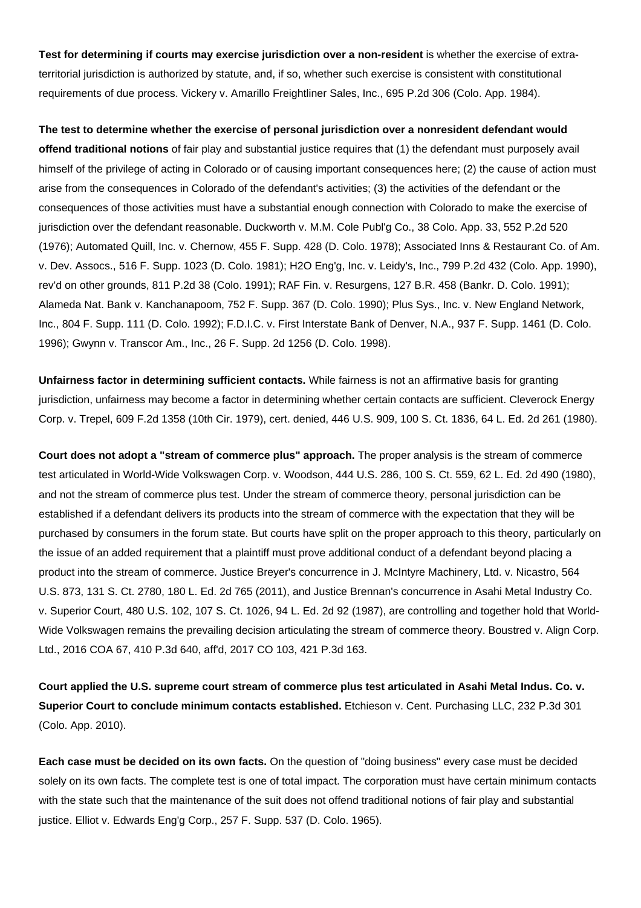**Test for determining if courts may exercise jurisdiction over a non-resident** is whether the exercise of extra-territorial jurisdiction is authorized by statute, and, if so, whether such exercise is consistent with constitutional requirements of due process. Vickery v. Amarillo Freightliner Sales, Inc., 695 P.2d 306 (Colo. App. 1984).

**The test to determine whether the exercise of personal jurisdiction over a nonresident defendant would offend traditional notions** of fair play and substantial justice requires that (1) the defendant must purposely avail himself of the privilege of acting in Colorado or of causing important consequences here; (2) the cause of action must arise from the consequences in Colorado of the defendant's activities; (3) the activities of the defendant or the consequences of those activities must have a substantial enough connection with Colorado to make the exercise of jurisdiction over the defendant reasonable. Duckworth v. M.M. Cole Publ'g Co., 38 Colo. App. 33, 552 P.2d 520 (1976); Automated Quill, Inc. v. Chernow, 455 F. Supp. 428 (D. Colo. 1978); Associated Inns & Restaurant Co. of Am. v. Dev. Assocs., 516 F. Supp. 1023 (D. Colo. 1981); H2O Eng'g, Inc. v. Leidy's, Inc., 799 P.2d 432 (Colo. App. 1990), rev'd on other grounds, 811 P.2d 38 (Colo. 1991); RAF Fin. v. Resurgens, 127 B.R. 458 (Bankr. D. Colo. 1991); Alameda Nat. Bank v. Kanchanapoom, 752 F. Supp. 367 (D. Colo. 1990); Plus Sys., Inc. v. New England Network, Inc., 804 F. Supp. 111 (D. Colo. 1992); F.D.I.C. v. First Interstate Bank of Denver, N.A., 937 F. Supp. 1461 (D. Colo. 1996); Gwynn v. Transcor Am., Inc., 26 F. Supp. 2d 1256 (D. Colo. 1998).

**Unfairness factor in determining sufficient contacts.** While fairness is not an affirmative basis for granting jurisdiction, unfairness may become a factor in determining whether certain contacts are sufficient. Cleverock Energy Corp. v. Trepel, 609 F.2d 1358 (10th Cir. 1979), cert. denied, 446 U.S. 909, 100 S. Ct. 1836, 64 L. Ed. 2d 261 (1980).

**Court does not adopt a "stream of commerce plus" approach.** The proper analysis is the stream of commerce test articulated in World-Wide Volkswagen Corp. v. Woodson, 444 U.S. 286, 100 S. Ct. 559, 62 L. Ed. 2d 490 (1980), and not the stream of commerce plus test. Under the stream of commerce theory, personal jurisdiction can be established if a defendant delivers its products into the stream of commerce with the expectation that they will be purchased by consumers in the forum state. But courts have split on the proper approach to this theory, particularly on the issue of an added requirement that a plaintiff must prove additional conduct of a defendant beyond placing a product into the stream of commerce. Justice Breyer's concurrence in J. McIntyre Machinery, Ltd. v. Nicastro, 564 U.S. 873, 131 S. Ct. 2780, 180 L. Ed. 2d 765 (2011), and Justice Brennan's concurrence in Asahi Metal Industry Co. v. Superior Court, 480 U.S. 102, 107 S. Ct. 1026, 94 L. Ed. 2d 92 (1987), are controlling and together hold that World-Wide Volkswagen remains the prevailing decision articulating the stream of commerce theory. Boustred v. Align Corp. Ltd., 2016 COA 67, 410 P.3d 640, aff'd, 2017 CO 103, 421 P.3d 163.

**Court applied the U.S. supreme court stream of commerce plus test articulated in Asahi Metal Indus. Co. v. Superior Court to conclude minimum contacts established.** Etchieson v. Cent. Purchasing LLC, 232 P.3d 301 (Colo. App. 2010).

**Each case must be decided on its own facts.** On the question of "doing business" every case must be decided solely on its own facts. The complete test is one of total impact. The corporation must have certain minimum contacts with the state such that the maintenance of the suit does not offend traditional notions of fair play and substantial justice. Elliot v. Edwards Eng'g Corp., 257 F. Supp. 537 (D. Colo. 1965).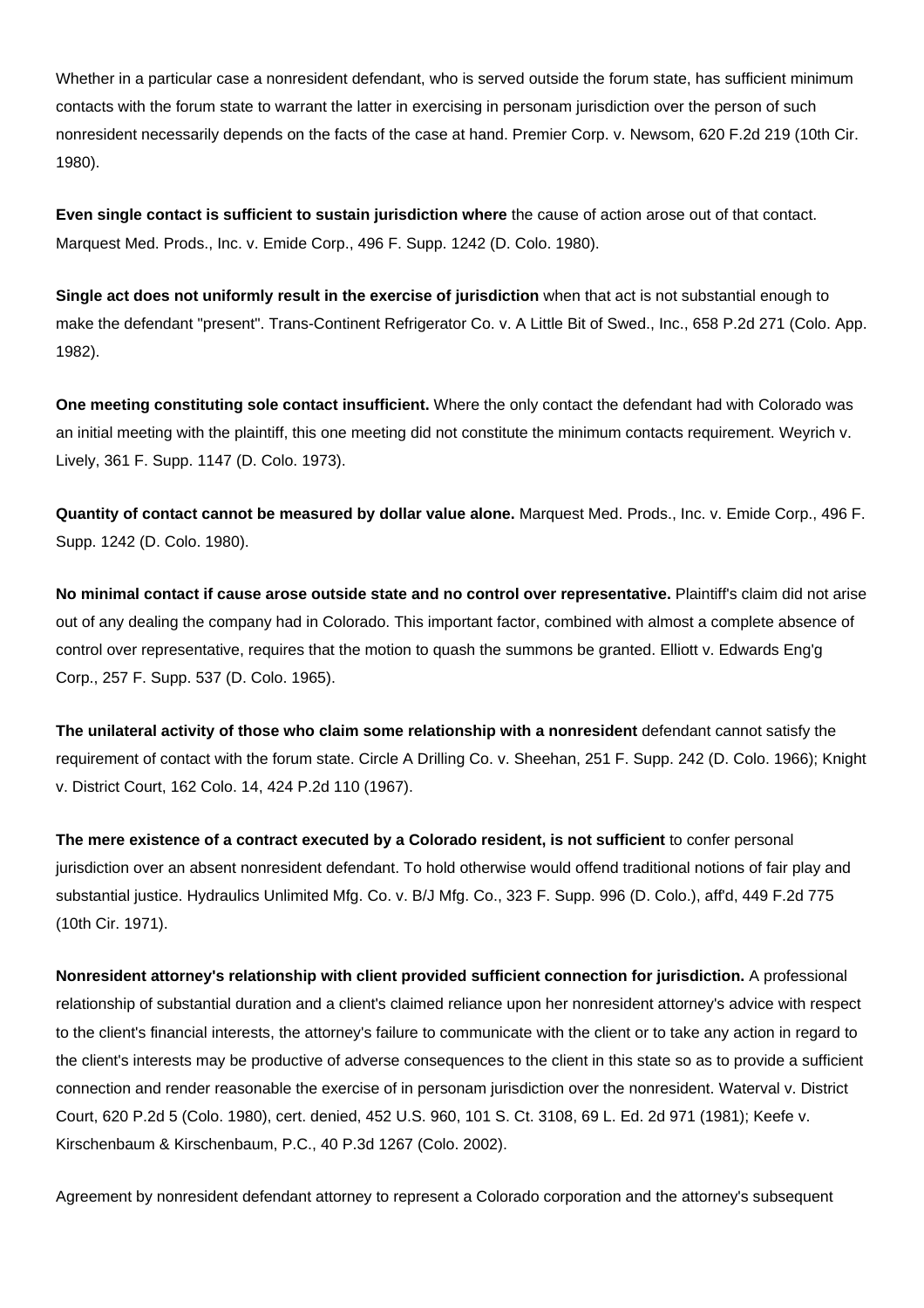Whether in a particular case a nonresident defendant, who is served outside the forum state, has sufficient minimum contacts with the forum state to warrant the latter in exercising in personam jurisdiction over the person of such nonresident necessarily depends on the facts of the case at hand. Premier Corp. v. Newsom, 620 F.2d 219 (10th Cir. 1980).

**Even single contact is sufficient to sustain jurisdiction where** the cause of action arose out of that contact. Marquest Med. Prods., Inc. v. Emide Corp., 496 F. Supp. 1242 (D. Colo. 1980).

**Single act does not uniformly result in the exercise of jurisdiction** when that act is not substantial enough to make the defendant "present". Trans-Continent Refrigerator Co. v. A Little Bit of Swed., Inc., 658 P.2d 271 (Colo. App. 1982).

**One meeting constituting sole contact insufficient.** Where the only contact the defendant had with Colorado was an initial meeting with the plaintiff, this one meeting did not constitute the minimum contacts requirement. Weyrich v. Lively, 361 F. Supp. 1147 (D. Colo. 1973).

**Quantity of contact cannot be measured by dollar value alone.** Marquest Med. Prods., Inc. v. Emide Corp., 496 F. Supp. 1242 (D. Colo. 1980).

**No minimal contact if cause arose outside state and no control over representative.** Plaintiff's claim did not arise out of any dealing the company had in Colorado. This important factor, combined with almost a complete absence of control over representative, requires that the motion to quash the summons be granted. Elliott v. Edwards Eng'g Corp., 257 F. Supp. 537 (D. Colo. 1965).

**The unilateral activity of those who claim some relationship with a nonresident** defendant cannot satisfy the requirement of contact with the forum state. Circle A Drilling Co. v. Sheehan, 251 F. Supp. 242 (D. Colo. 1966); Knight v. District Court, 162 Colo. 14, 424 P.2d 110 (1967).

**The mere existence of a contract executed by a Colorado resident, is not sufficient** to confer personal jurisdiction over an absent nonresident defendant. To hold otherwise would offend traditional notions of fair play and substantial justice. Hydraulics Unlimited Mfg. Co. v. B/J Mfg. Co., 323 F. Supp. 996 (D. Colo.), aff'd, 449 F.2d 775 (10th Cir. 1971).

**Nonresident attorney's relationship with client provided sufficient connection for jurisdiction.** A professional relationship of substantial duration and a client's claimed reliance upon her nonresident attorney's advice with respect to the client's financial interests, the attorney's failure to communicate with the client or to take any action in regard to the client's interests may be productive of adverse consequences to the client in this state so as to provide a sufficient connection and render reasonable the exercise of in personam jurisdiction over the nonresident. Waterval v. District Court, 620 P.2d 5 (Colo. 1980), cert. denied, 452 U.S. 960, 101 S. Ct. 3108, 69 L. Ed. 2d 971 (1981); Keefe v. Kirschenbaum & Kirschenbaum, P.C., 40 P.3d 1267 (Colo. 2002).

Agreement by nonresident defendant attorney to represent a Colorado corporation and the attorney's subsequent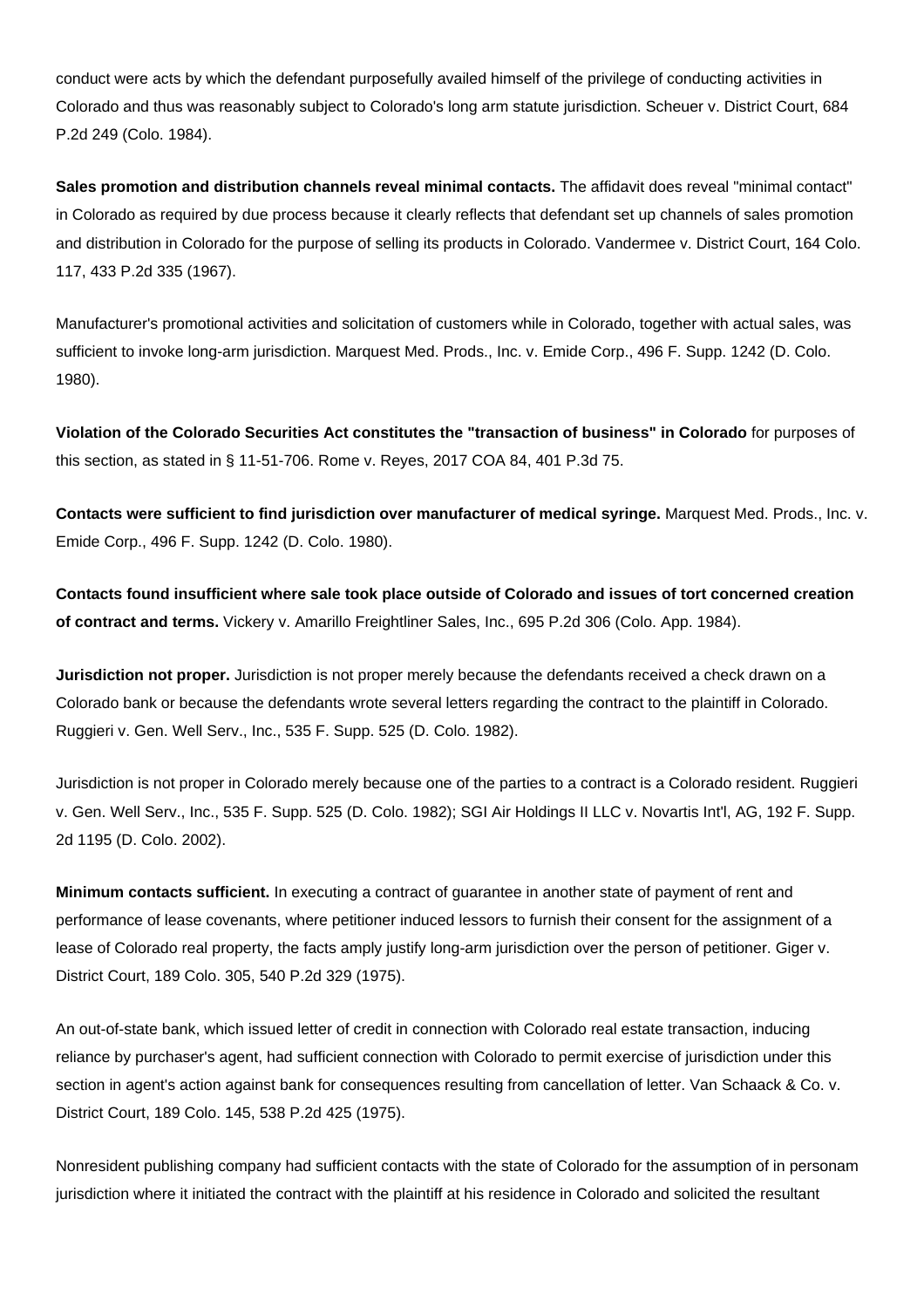conduct were acts by which the defendant purposefully availed himself of the privilege of conducting activities in Colorado and thus was reasonably subject to Colorado's long arm statute jurisdiction. Scheuer v. District Court, 684 P.2d 249 (Colo. 1984).

**Sales promotion and distribution channels reveal minimal contacts.** The affidavit does reveal "minimal contact" in Colorado as required by due process because it clearly reflects that defendant set up channels of sales promotion and distribution in Colorado for the purpose of selling its products in Colorado. Vandermee v. District Court, 164 Colo. 117, 433 P.2d 335 (1967).

Manufacturer's promotional activities and solicitation of customers while in Colorado, together with actual sales, was sufficient to invoke long-arm jurisdiction. Marquest Med. Prods., Inc. v. Emide Corp., 496 F. Supp. 1242 (D. Colo. 1980).

**Violation of the Colorado Securities Act constitutes the "transaction of business" in Colorado** for purposes of this section, as stated in § 11-51-706. Rome v. Reyes, 2017 COA 84, 401 P.3d 75.

**Contacts were sufficient to find jurisdiction over manufacturer of medical syringe.** Marquest Med. Prods., Inc. v. Emide Corp., 496 F. Supp. 1242 (D. Colo. 1980).

**Contacts found insufficient where sale took place outside of Colorado and issues of tort concerned creation of contract and terms.** Vickery v. Amarillo Freightliner Sales, Inc., 695 P.2d 306 (Colo. App. 1984).

**Jurisdiction not proper.** Jurisdiction is not proper merely because the defendants received a check drawn on a Colorado bank or because the defendants wrote several letters regarding the contract to the plaintiff in Colorado. Ruggieri v. Gen. Well Serv., Inc., 535 F. Supp. 525 (D. Colo. 1982).

Jurisdiction is not proper in Colorado merely because one of the parties to a contract is a Colorado resident. Ruggieri v. Gen. Well Serv., Inc., 535 F. Supp. 525 (D. Colo. 1982); SGI Air Holdings II LLC v. Novartis Int'l, AG, 192 F. Supp. 2d 1195 (D. Colo. 2002).

**Minimum contacts sufficient.** In executing a contract of guarantee in another state of payment of rent and performance of lease covenants, where petitioner induced lessors to furnish their consent for the assignment of a lease of Colorado real property, the facts amply justify long-arm jurisdiction over the person of petitioner. Giger v. District Court, 189 Colo. 305, 540 P.2d 329 (1975).

An out-of-state bank, which issued letter of credit in connection with Colorado real estate transaction, inducing reliance by purchaser's agent, had sufficient connection with Colorado to permit exercise of jurisdiction under this section in agent's action against bank for consequences resulting from cancellation of letter. Van Schaack & Co. v. District Court, 189 Colo. 145, 538 P.2d 425 (1975).

Nonresident publishing company had sufficient contacts with the state of Colorado for the assumption of in personam jurisdiction where it initiated the contract with the plaintiff at his residence in Colorado and solicited the resultant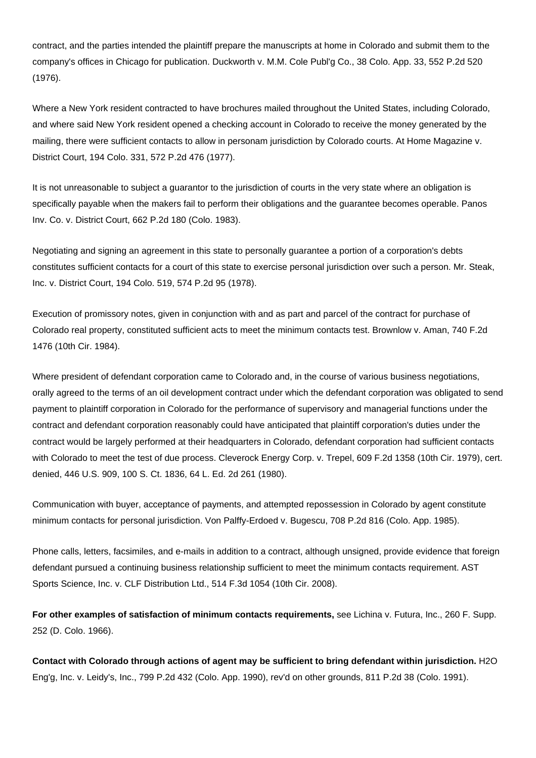contract, and the parties intended the plaintiff prepare the manuscripts at home in Colorado and submit them to the company's offices in Chicago for publication. Duckworth v. M.M. Cole Publ'g Co., 38 Colo. App. 33, 552 P.2d 520 (1976).

Where a New York resident contracted to have brochures mailed throughout the United States, including Colorado, and where said New York resident opened a checking account in Colorado to receive the money generated by the mailing, there were sufficient contacts to allow in personam jurisdiction by Colorado courts. At Home Magazine v. District Court, 194 Colo. 331, 572 P.2d 476 (1977).

It is not unreasonable to subject a guarantor to the jurisdiction of courts in the very state where an obligation is specifically payable when the makers fail to perform their obligations and the guarantee becomes operable. Panos Inv. Co. v. District Court, 662 P.2d 180 (Colo. 1983).

Negotiating and signing an agreement in this state to personally guarantee a portion of a corporation's debts constitutes sufficient contacts for a court of this state to exercise personal jurisdiction over such a person. Mr. Steak, Inc. v. District Court, 194 Colo. 519, 574 P.2d 95 (1978).

Execution of promissory notes, given in conjunction with and as part and parcel of the contract for purchase of Colorado real property, constituted sufficient acts to meet the minimum contacts test. Brownlow v. Aman, 740 F.2d 1476 (10th Cir. 1984).

Where president of defendant corporation came to Colorado and, in the course of various business negotiations, orally agreed to the terms of an oil development contract under which the defendant corporation was obligated to send payment to plaintiff corporation in Colorado for the performance of supervisory and managerial functions under the contract and defendant corporation reasonably could have anticipated that plaintiff corporation's duties under the contract would be largely performed at their headquarters in Colorado, defendant corporation had sufficient contacts with Colorado to meet the test of due process. Cleverock Energy Corp. v. Trepel, 609 F.2d 1358 (10th Cir. 1979), cert. denied, 446 U.S. 909, 100 S. Ct. 1836, 64 L. Ed. 2d 261 (1980).

Communication with buyer, acceptance of payments, and attempted repossession in Colorado by agent constitute minimum contacts for personal jurisdiction. Von Palffy-Erdoed v. Bugescu, 708 P.2d 816 (Colo. App. 1985).

Phone calls, letters, facsimiles, and e-mails in addition to a contract, although unsigned, provide evidence that foreign defendant pursued a continuing business relationship sufficient to meet the minimum contacts requirement. AST Sports Science, Inc. v. CLF Distribution Ltd., 514 F.3d 1054 (10th Cir. 2008).

**For other examples of satisfaction of minimum contacts requirements,** see Lichina v. Futura, Inc., 260 F. Supp. 252 (D. Colo. 1966).

**Contact with Colorado through actions of agent may be sufficient to bring defendant within jurisdiction.** H2O Eng'g, Inc. v. Leidy's, Inc., 799 P.2d 432 (Colo. App. 1990), rev'd on other grounds, 811 P.2d 38 (Colo. 1991).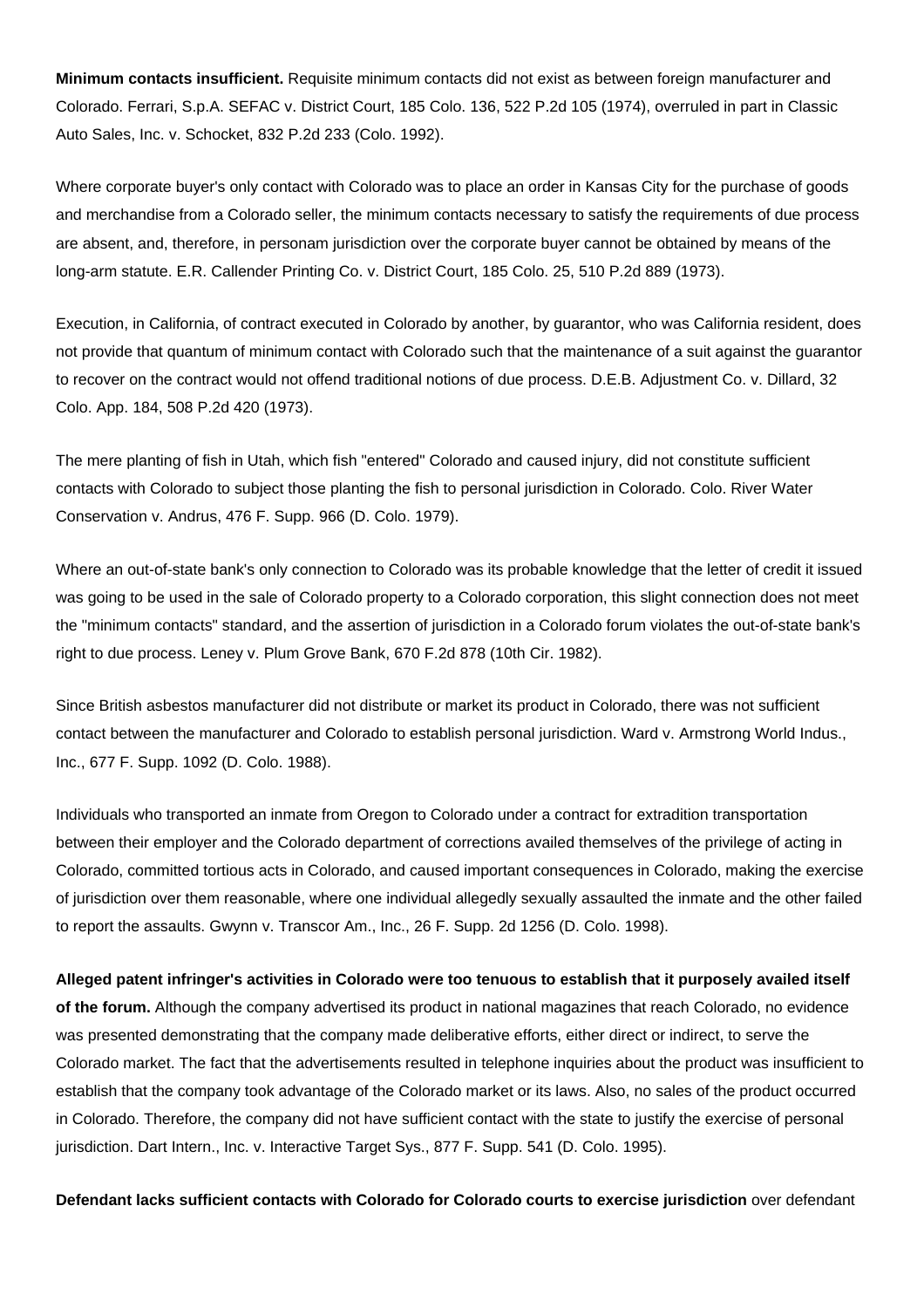**Minimum contacts insufficient.** Requisite minimum contacts did not exist as between foreign manufacturer and Colorado. Ferrari, S.p.A. SEFAC v. District Court, 185 Colo. 136, 522 P.2d 105 (1974), overruled in part in Classic Auto Sales, Inc. v. Schocket, 832 P.2d 233 (Colo. 1992).

Where corporate buyer's only contact with Colorado was to place an order in Kansas City for the purchase of goods and merchandise from a Colorado seller, the minimum contacts necessary to satisfy the requirements of due process are absent, and, therefore, in personam jurisdiction over the corporate buyer cannot be obtained by means of the long-arm statute. E.R. Callender Printing Co. v. District Court, 185 Colo. 25, 510 P.2d 889 (1973).

Execution, in California, of contract executed in Colorado by another, by guarantor, who was California resident, does not provide that quantum of minimum contact with Colorado such that the maintenance of a suit against the guarantor to recover on the contract would not offend traditional notions of due process. D.E.B. Adjustment Co. v. Dillard, 32 Colo. App. 184, 508 P.2d 420 (1973).

The mere planting of fish in Utah, which fish "entered" Colorado and caused injury, did not constitute sufficient contacts with Colorado to subject those planting the fish to personal jurisdiction in Colorado. Colo. River Water Conservation v. Andrus, 476 F. Supp. 966 (D. Colo. 1979).

Where an out-of-state bank's only connection to Colorado was its probable knowledge that the letter of credit it issued was going to be used in the sale of Colorado property to a Colorado corporation, this slight connection does not meet the "minimum contacts" standard, and the assertion of jurisdiction in a Colorado forum violates the out-of-state bank's right to due process. Leney v. Plum Grove Bank, 670 F.2d 878 (10th Cir. 1982).

Since British asbestos manufacturer did not distribute or market its product in Colorado, there was not sufficient contact between the manufacturer and Colorado to establish personal jurisdiction. Ward v. Armstrong World Indus., Inc., 677 F. Supp. 1092 (D. Colo. 1988).

Individuals who transported an inmate from Oregon to Colorado under a contract for extradition transportation between their employer and the Colorado department of corrections availed themselves of the privilege of acting in Colorado, committed tortious acts in Colorado, and caused important consequences in Colorado, making the exercise of jurisdiction over them reasonable, where one individual allegedly sexually assaulted the inmate and the other failed to report the assaults. Gwynn v. Transcor Am., Inc., 26 F. Supp. 2d 1256 (D. Colo. 1998).

**Alleged patent infringer's activities in Colorado were too tenuous to establish that it purposely availed itself of the forum.** Although the company advertised its product in national magazines that reach Colorado, no evidence was presented demonstrating that the company made deliberative efforts, either direct or indirect, to serve the Colorado market. The fact that the advertisements resulted in telephone inquiries about the product was insufficient to establish that the company took advantage of the Colorado market or its laws. Also, no sales of the product occurred in Colorado. Therefore, the company did not have sufficient contact with the state to justify the exercise of personal jurisdiction. Dart Intern., Inc. v. Interactive Target Sys., 877 F. Supp. 541 (D. Colo. 1995).

**Defendant lacks sufficient contacts with Colorado for Colorado courts to exercise jurisdiction** over defendant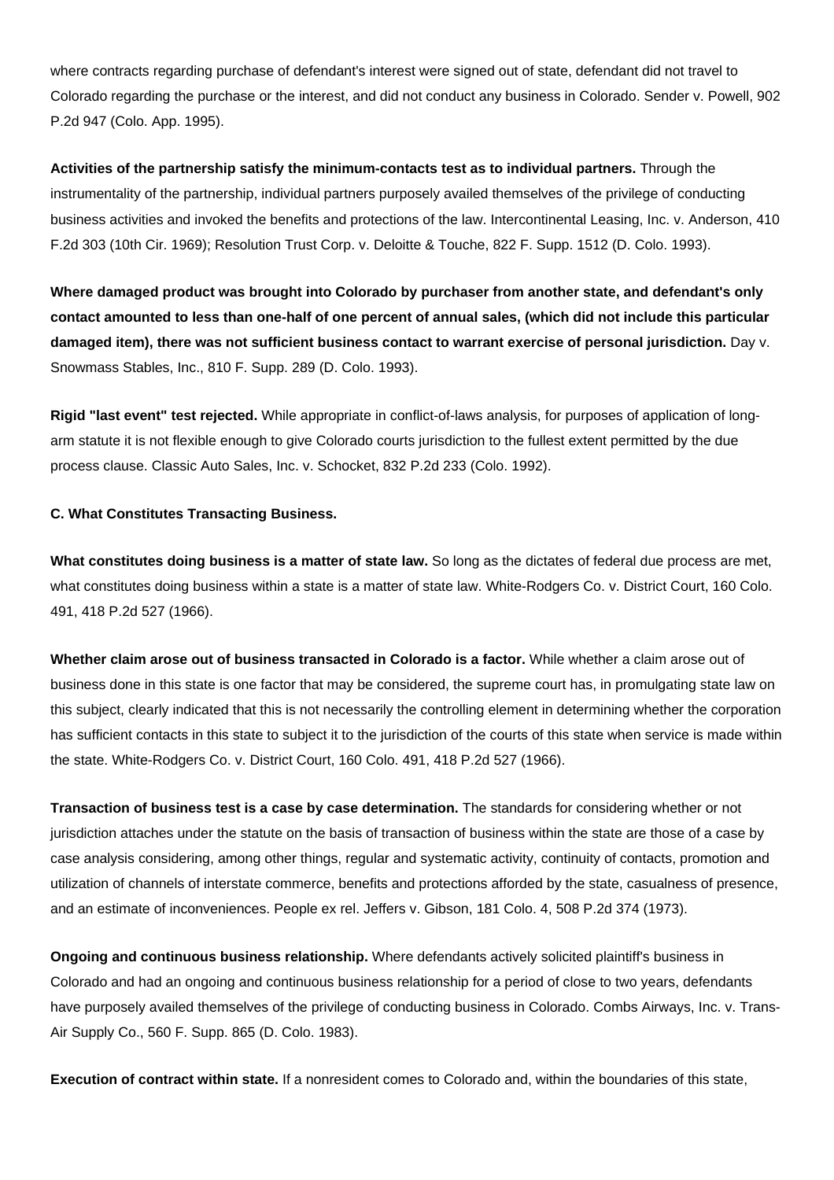where contracts regarding purchase of defendant's interest were signed out of state, defendant did not travel to Colorado regarding the purchase or the interest, and did not conduct any business in Colorado. Sender v. Powell, 902 P.2d 947 (Colo. App. 1995).

**Activities of the partnership satisfy the minimum-contacts test as to individual partners.** Through the instrumentality of the partnership, individual partners purposely availed themselves of the privilege of conducting business activities and invoked the benefits and protections of the law. Intercontinental Leasing, Inc. v. Anderson, 410 F.2d 303 (10th Cir. 1969); Resolution Trust Corp. v. Deloitte & Touche, 822 F. Supp. 1512 (D. Colo. 1993).

**Where damaged product was brought into Colorado by purchaser from another state, and defendant's only contact amounted to less than one-half of one percent of annual sales, (which did not include this particular damaged item), there was not sufficient business contact to warrant exercise of personal jurisdiction.** Day v. Snowmass Stables, Inc., 810 F. Supp. 289 (D. Colo. 1993).

**Rigid "last event" test rejected.** While appropriate in conflict-of-laws analysis, for purposes of application of long-arm statute it is not flexible enough to give Colorado courts jurisdiction to the fullest extent permitted by the due process clause. Classic Auto Sales, Inc. v. Schocket, 832 P.2d 233 (Colo. 1992).

**C. What Constitutes Transacting Business.**

**What constitutes doing business is a matter of state law.** So long as the dictates of federal due process are met, what constitutes doing business within a state is a matter of state law. White-Rodgers Co. v. District Court, 160 Colo. 491, 418 P.2d 527 (1966).

**Whether claim arose out of business transacted in Colorado is a factor.** While whether a claim arose out of business done in this state is one factor that may be considered, the supreme court has, in promulgating state law on this subject, clearly indicated that this is not necessarily the controlling element in determining whether the corporation has sufficient contacts in this state to subject it to the jurisdiction of the courts of this state when service is made within the state. White-Rodgers Co. v. District Court, 160 Colo. 491, 418 P.2d 527 (1966).

**Transaction of business test is a case by case determination.** The standards for considering whether or not jurisdiction attaches under the statute on the basis of transaction of business within the state are those of a case by case analysis considering, among other things, regular and systematic activity, continuity of contacts, promotion and utilization of channels of interstate commerce, benefits and protections afforded by the state, casualness of presence, and an estimate of inconveniences. People ex rel. Jeffers v. Gibson, 181 Colo. 4, 508 P.2d 374 (1973).

**Ongoing and continuous business relationship.** Where defendants actively solicited plaintiff's business in Colorado and had an ongoing and continuous business relationship for a period of close to two years, defendants have purposely availed themselves of the privilege of conducting business in Colorado. Combs Airways, Inc. v. Trans-Air Supply Co., 560 F. Supp. 865 (D. Colo. 1983).

**Execution of contract within state.** If a nonresident comes to Colorado and, within the boundaries of this state,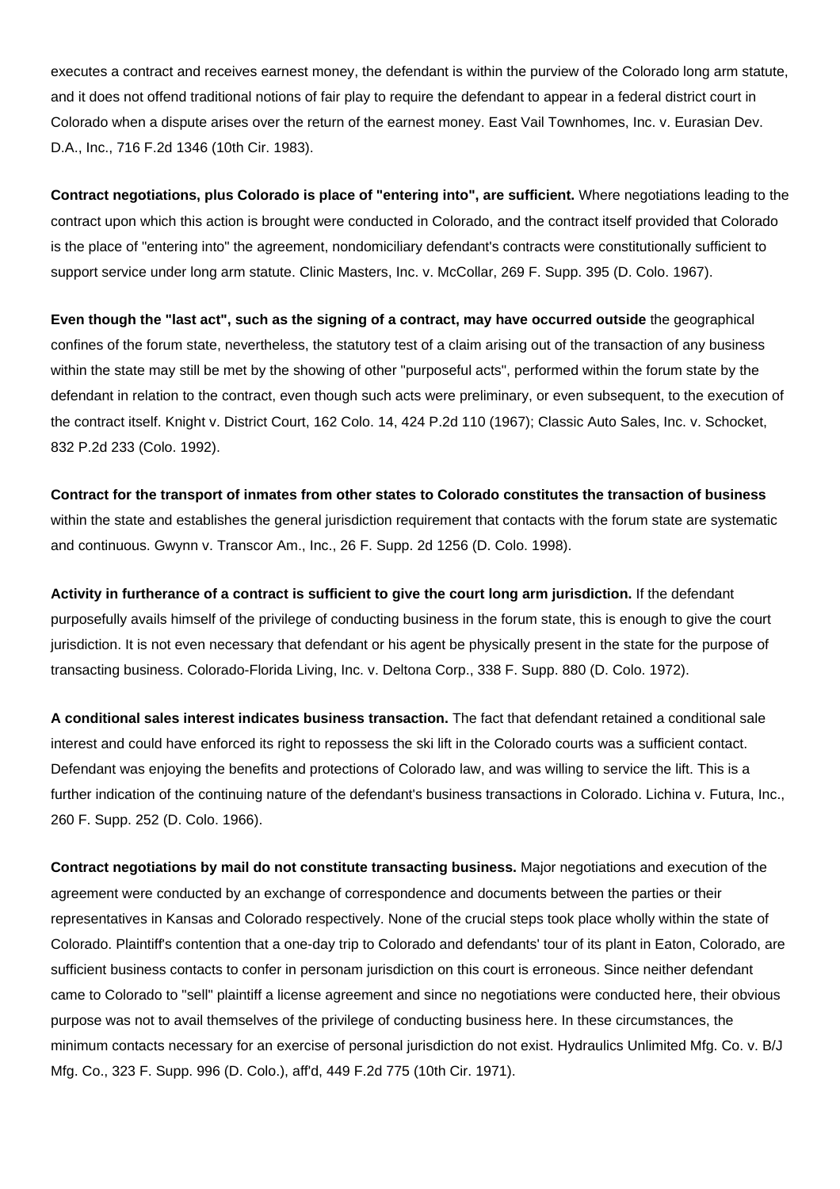executes a contract and receives earnest money, the defendant is within the purview of the Colorado long arm statute, and it does not offend traditional notions of fair play to require the defendant to appear in a federal district court in Colorado when a dispute arises over the return of the earnest money. East Vail Townhomes, Inc. v. Eurasian Dev. D.A., Inc., 716 F.2d 1346 (10th Cir. 1983).

**Contract negotiations, plus Colorado is place of "entering into", are sufficient.** Where negotiations leading to the contract upon which this action is brought were conducted in Colorado, and the contract itself provided that Colorado is the place of "entering into" the agreement, nondomiciliary defendant's contracts were constitutionally sufficient to support service under long arm statute. Clinic Masters, Inc. v. McCollar, 269 F. Supp. 395 (D. Colo. 1967).

**Even though the "last act", such as the signing of a contract, may have occurred outside** the geographical confines of the forum state, nevertheless, the statutory test of a claim arising out of the transaction of any business within the state may still be met by the showing of other "purposeful acts", performed within the forum state by the defendant in relation to the contract, even though such acts were preliminary, or even subsequent, to the execution of the contract itself. Knight v. District Court, 162 Colo. 14, 424 P.2d 110 (1967); Classic Auto Sales, Inc. v. Schocket, 832 P.2d 233 (Colo. 1992).

**Contract for the transport of inmates from other states to Colorado constitutes the transaction of business** within the state and establishes the general jurisdiction requirement that contacts with the forum state are systematic and continuous. Gwynn v. Transcor Am., Inc., 26 F. Supp. 2d 1256 (D. Colo. 1998).

**Activity in furtherance of a contract is sufficient to give the court long arm jurisdiction.** If the defendant purposefully avails himself of the privilege of conducting business in the forum state, this is enough to give the court jurisdiction. It is not even necessary that defendant or his agent be physically present in the state for the purpose of transacting business. Colorado-Florida Living, Inc. v. Deltona Corp., 338 F. Supp. 880 (D. Colo. 1972).

**A conditional sales interest indicates business transaction.** The fact that defendant retained a conditional sale interest and could have enforced its right to repossess the ski lift in the Colorado courts was a sufficient contact. Defendant was enjoying the benefits and protections of Colorado law, and was willing to service the lift. This is a further indication of the continuing nature of the defendant's business transactions in Colorado. Lichina v. Futura, Inc., 260 F. Supp. 252 (D. Colo. 1966).

**Contract negotiations by mail do not constitute transacting business.** Major negotiations and execution of the agreement were conducted by an exchange of correspondence and documents between the parties or their representatives in Kansas and Colorado respectively. None of the crucial steps took place wholly within the state of Colorado. Plaintiff's contention that a one-day trip to Colorado and defendants' tour of its plant in Eaton, Colorado, are sufficient business contacts to confer in personam jurisdiction on this court is erroneous. Since neither defendant came to Colorado to "sell" plaintiff a license agreement and since no negotiations were conducted here, their obvious purpose was not to avail themselves of the privilege of conducting business here. In these circumstances, the minimum contacts necessary for an exercise of personal jurisdiction do not exist. Hydraulics Unlimited Mfg. Co. v. B/J Mfg. Co., 323 F. Supp. 996 (D. Colo.), aff'd, 449 F.2d 775 (10th Cir. 1971).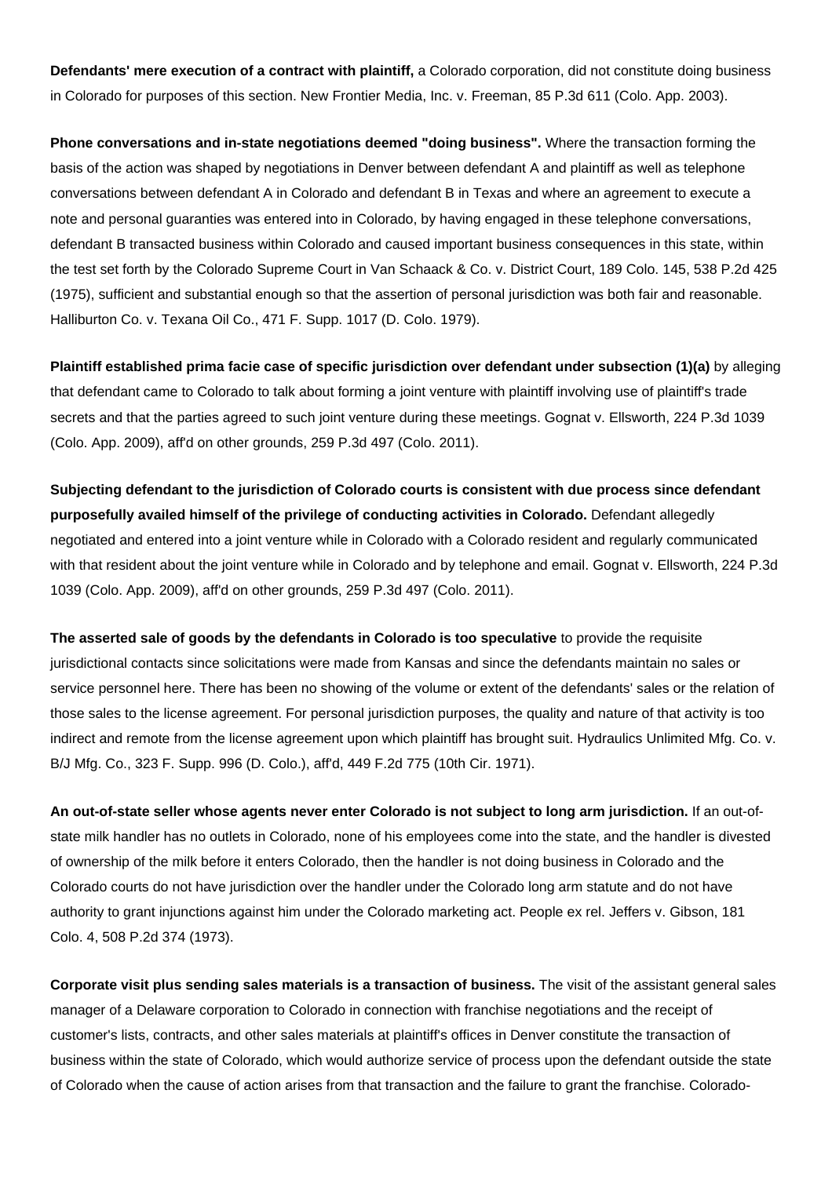**Defendants' mere execution of a contract with plaintiff,** a Colorado corporation, did not constitute doing business in Colorado for purposes of this section. New Frontier Media, Inc. v. Freeman, 85 P.3d 611 (Colo. App. 2003).

**Phone conversations and in-state negotiations deemed "doing business".** Where the transaction forming the basis of the action was shaped by negotiations in Denver between defendant A and plaintiff as well as telephone conversations between defendant A in Colorado and defendant B in Texas and where an agreement to execute a note and personal guaranties was entered into in Colorado, by having engaged in these telephone conversations, defendant B transacted business within Colorado and caused important business consequences in this state, within the test set forth by the Colorado Supreme Court in Van Schaack & Co. v. District Court, 189 Colo. 145, 538 P.2d 425 (1975), sufficient and substantial enough so that the assertion of personal jurisdiction was both fair and reasonable. Halliburton Co. v. Texana Oil Co., 471 F. Supp. 1017 (D. Colo. 1979).

**Plaintiff established prima facie case of specific jurisdiction over defendant under subsection (1)(a)** by alleging that defendant came to Colorado to talk about forming a joint venture with plaintiff involving use of plaintiff's trade secrets and that the parties agreed to such joint venture during these meetings. Gognat v. Ellsworth, 224 P.3d 1039 (Colo. App. 2009), aff'd on other grounds, 259 P.3d 497 (Colo. 2011).

**Subjecting defendant to the jurisdiction of Colorado courts is consistent with due process since defendant purposefully availed himself of the privilege of conducting activities in Colorado.** Defendant allegedly negotiated and entered into a joint venture while in Colorado with a Colorado resident and regularly communicated with that resident about the joint venture while in Colorado and by telephone and email. Gognat v. Ellsworth, 224 P.3d 1039 (Colo. App. 2009), aff'd on other grounds, 259 P.3d 497 (Colo. 2011).

**The asserted sale of goods by the defendants in Colorado is too speculative** to provide the requisite jurisdictional contacts since solicitations were made from Kansas and since the defendants maintain no sales or service personnel here. There has been no showing of the volume or extent of the defendants' sales or the relation of those sales to the license agreement. For personal jurisdiction purposes, the quality and nature of that activity is too indirect and remote from the license agreement upon which plaintiff has brought suit. Hydraulics Unlimited Mfg. Co. v. B/J Mfg. Co., 323 F. Supp. 996 (D. Colo.), aff'd, 449 F.2d 775 (10th Cir. 1971).

**An out-of-state seller whose agents never enter Colorado is not subject to long arm jurisdiction.** If an out-of-state milk handler has no outlets in Colorado, none of his employees come into the state, and the handler is divested of ownership of the milk before it enters Colorado, then the handler is not doing business in Colorado and the Colorado courts do not have jurisdiction over the handler under the Colorado long arm statute and do not have authority to grant injunctions against him under the Colorado marketing act. People ex rel. Jeffers v. Gibson, 181 Colo. 4, 508 P.2d 374 (1973).

**Corporate visit plus sending sales materials is a transaction of business.** The visit of the assistant general sales manager of a Delaware corporation to Colorado in connection with franchise negotiations and the receipt of customer's lists, contracts, and other sales materials at plaintiff's offices in Denver constitute the transaction of business within the state of Colorado, which would authorize service of process upon the defendant outside the state of Colorado when the cause of action arises from that transaction and the failure to grant the franchise. Colorado-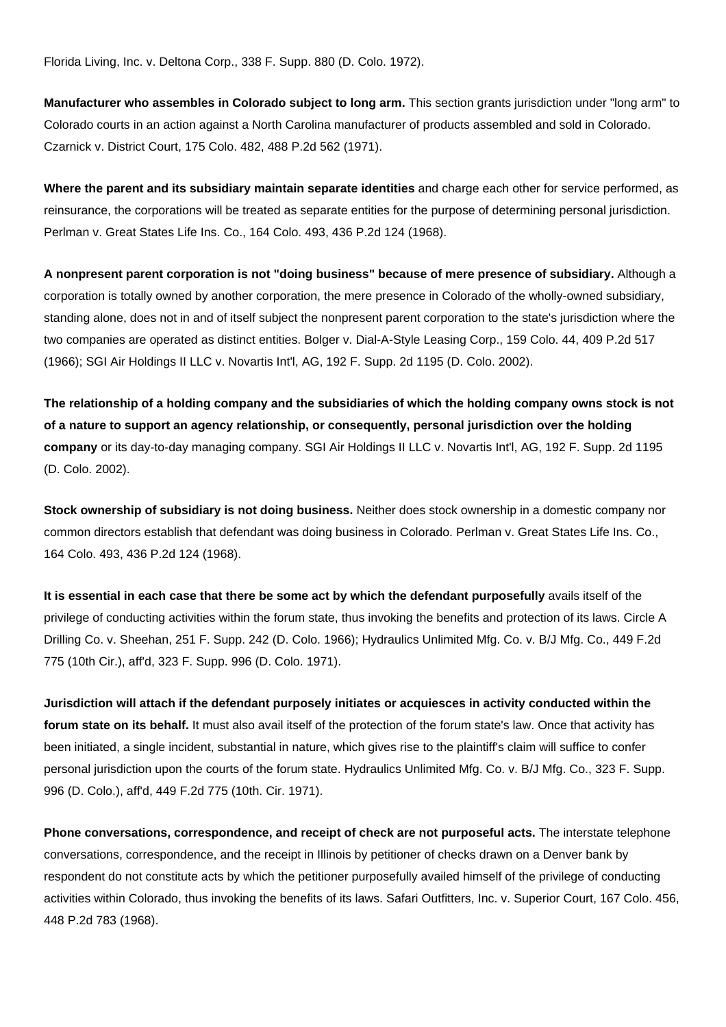Florida Living, Inc. v. Deltona Corp., 338 F. Supp. 880 (D. Colo. 1972).

**Manufacturer who assembles in Colorado subject to long arm.** This section grants jurisdiction under "long arm" to Colorado courts in an action against a North Carolina manufacturer of products assembled and sold in Colorado. Czarnick v. District Court, 175 Colo. 482, 488 P.2d 562 (1971).

**Where the parent and its subsidiary maintain separate identities** and charge each other for service performed, as reinsurance, the corporations will be treated as separate entities for the purpose of determining personal jurisdiction. Perlman v. Great States Life Ins. Co., 164 Colo. 493, 436 P.2d 124 (1968).

**A nonpresent parent corporation is not "doing business" because of mere presence of subsidiary.** Although a corporation is totally owned by another corporation, the mere presence in Colorado of the wholly-owned subsidiary, standing alone, does not in and of itself subject the nonpresent parent corporation to the state's jurisdiction where the two companies are operated as distinct entities. Bolger v. Dial-A-Style Leasing Corp., 159 Colo. 44, 409 P.2d 517 (1966); SGI Air Holdings II LLC v. Novartis Int'l, AG, 192 F. Supp. 2d 1195 (D. Colo. 2002).

**The relationship of a holding company and the subsidiaries of which the holding company owns stock is not of a nature to support an agency relationship, or consequently, personal jurisdiction over the holding company** or its day-to-day managing company. SGI Air Holdings II LLC v. Novartis Int'l, AG, 192 F. Supp. 2d 1195 (D. Colo. 2002).

**Stock ownership of subsidiary is not doing business.** Neither does stock ownership in a domestic company nor common directors establish that defendant was doing business in Colorado. Perlman v. Great States Life Ins. Co., 164 Colo. 493, 436 P.2d 124 (1968).

**It is essential in each case that there be some act by which the defendant purposefully** avails itself of the privilege of conducting activities within the forum state, thus invoking the benefits and protection of its laws. Circle A Drilling Co. v. Sheehan, 251 F. Supp. 242 (D. Colo. 1966); Hydraulics Unlimited Mfg. Co. v. B/J Mfg. Co., 449 F.2d 775 (10th Cir.), aff'd, 323 F. Supp. 996 (D. Colo. 1971).

**Jurisdiction will attach if the defendant purposely initiates or acquiesces in activity conducted within the forum state on its behalf.** It must also avail itself of the protection of the forum state's law. Once that activity has been initiated, a single incident, substantial in nature, which gives rise to the plaintiff's claim will suffice to confer personal jurisdiction upon the courts of the forum state. Hydraulics Unlimited Mfg. Co. v. B/J Mfg. Co., 323 F. Supp. 996 (D. Colo.), aff'd, 449 F.2d 775 (10th. Cir. 1971).

**Phone conversations, correspondence, and receipt of check are not purposeful acts.** The interstate telephone conversations, correspondence, and the receipt in Illinois by petitioner of checks drawn on a Denver bank by respondent do not constitute acts by which the petitioner purposefully availed himself of the privilege of conducting activities within Colorado, thus invoking the benefits of its laws. Safari Outfitters, Inc. v. Superior Court, 167 Colo. 456, 448 P.2d 783 (1968).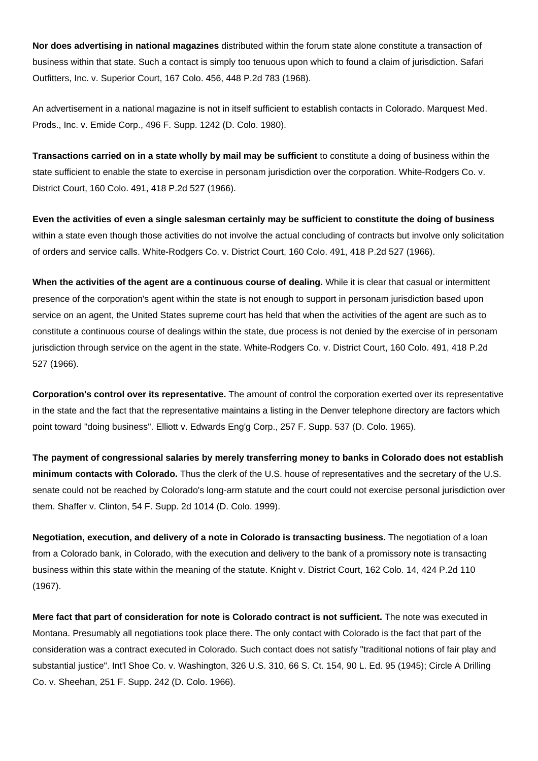**Nor does advertising in national magazines** distributed within the forum state alone constitute a transaction of business within that state. Such a contact is simply too tenuous upon which to found a claim of jurisdiction. Safari Outfitters, Inc. v. Superior Court, 167 Colo. 456, 448 P.2d 783 (1968).

An advertisement in a national magazine is not in itself sufficient to establish contacts in Colorado. Marquest Med. Prods., Inc. v. Emide Corp., 496 F. Supp. 1242 (D. Colo. 1980).

**Transactions carried on in a state wholly by mail may be sufficient** to constitute a doing of business within the state sufficient to enable the state to exercise in personam jurisdiction over the corporation. White-Rodgers Co. v. District Court, 160 Colo. 491, 418 P.2d 527 (1966).

**Even the activities of even a single salesman certainly may be sufficient to constitute the doing of business** within a state even though those activities do not involve the actual concluding of contracts but involve only solicitation of orders and service calls. White-Rodgers Co. v. District Court, 160 Colo. 491, 418 P.2d 527 (1966).

**When the activities of the agent are a continuous course of dealing.** While it is clear that casual or intermittent presence of the corporation's agent within the state is not enough to support in personam jurisdiction based upon service on an agent, the United States supreme court has held that when the activities of the agent are such as to constitute a continuous course of dealings within the state, due process is not denied by the exercise of in personam jurisdiction through service on the agent in the state. White-Rodgers Co. v. District Court, 160 Colo. 491, 418 P.2d 527 (1966).

**Corporation's control over its representative.** The amount of control the corporation exerted over its representative in the state and the fact that the representative maintains a listing in the Denver telephone directory are factors which point toward "doing business". Elliott v. Edwards Eng'g Corp., 257 F. Supp. 537 (D. Colo. 1965).

**The payment of congressional salaries by merely transferring money to banks in Colorado does not establish minimum contacts with Colorado.** Thus the clerk of the U.S. house of representatives and the secretary of the U.S. senate could not be reached by Colorado's long-arm statute and the court could not exercise personal jurisdiction over them. Shaffer v. Clinton, 54 F. Supp. 2d 1014 (D. Colo. 1999).

**Negotiation, execution, and delivery of a note in Colorado is transacting business.** The negotiation of a loan from a Colorado bank, in Colorado, with the execution and delivery to the bank of a promissory note is transacting business within this state within the meaning of the statute. Knight v. District Court, 162 Colo. 14, 424 P.2d 110 (1967).

**Mere fact that part of consideration for note is Colorado contract is not sufficient.** The note was executed in Montana. Presumably all negotiations took place there. The only contact with Colorado is the fact that part of the consideration was a contract executed in Colorado. Such contact does not satisfy "traditional notions of fair play and substantial justice". Int'l Shoe Co. v. Washington, 326 U.S. 310, 66 S. Ct. 154, 90 L. Ed. 95 (1945); Circle A Drilling Co. v. Sheehan, 251 F. Supp. 242 (D. Colo. 1966).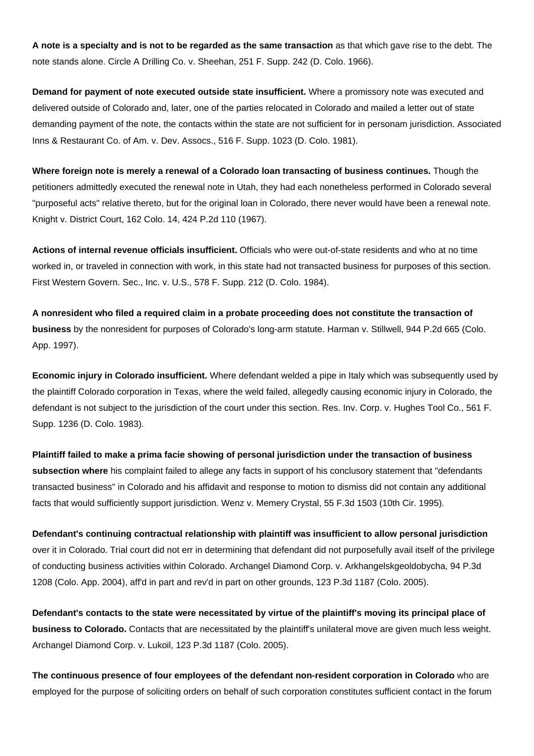**A note is a specialty and is not to be regarded as the same transaction** as that which gave rise to the debt. The note stands alone. Circle A Drilling Co. v. Sheehan, 251 F. Supp. 242 (D. Colo. 1966).

**Demand for payment of note executed outside state insufficient.** Where a promissory note was executed and delivered outside of Colorado and, later, one of the parties relocated in Colorado and mailed a letter out of state demanding payment of the note, the contacts within the state are not sufficient for in personam jurisdiction. Associated Inns & Restaurant Co. of Am. v. Dev. Assocs., 516 F. Supp. 1023 (D. Colo. 1981).

**Where foreign note is merely a renewal of a Colorado loan transacting of business continues.** Though the petitioners admittedly executed the renewal note in Utah, they had each nonetheless performed in Colorado several "purposeful acts" relative thereto, but for the original loan in Colorado, there never would have been a renewal note. Knight v. District Court, 162 Colo. 14, 424 P.2d 110 (1967).

**Actions of internal revenue officials insufficient.** Officials who were out-of-state residents and who at no time worked in, or traveled in connection with work, in this state had not transacted business for purposes of this section. First Western Govern. Sec., Inc. v. U.S., 578 F. Supp. 212 (D. Colo. 1984).

**A nonresident who filed a required claim in a probate proceeding does not constitute the transaction of business** by the nonresident for purposes of Colorado's long-arm statute. Harman v. Stillwell, 944 P.2d 665 (Colo. App. 1997).

**Economic injury in Colorado insufficient.** Where defendant welded a pipe in Italy which was subsequently used by the plaintiff Colorado corporation in Texas, where the weld failed, allegedly causing economic injury in Colorado, the defendant is not subject to the jurisdiction of the court under this section. Res. Inv. Corp. v. Hughes Tool Co., 561 F. Supp. 1236 (D. Colo. 1983).

**Plaintiff failed to make a prima facie showing of personal jurisdiction under the transaction of business subsection where** his complaint failed to allege any facts in support of his conclusory statement that "defendants transacted business" in Colorado and his affidavit and response to motion to dismiss did not contain any additional facts that would sufficiently support jurisdiction. Wenz v. Memery Crystal, 55 F.3d 1503 (10th Cir. 1995).

**Defendant's continuing contractual relationship with plaintiff was insufficient to allow personal jurisdiction** over it in Colorado. Trial court did not err in determining that defendant did not purposefully avail itself of the privilege of conducting business activities within Colorado. Archangel Diamond Corp. v. Arkhangelskgeoldobycha, 94 P.3d 1208 (Colo. App. 2004), aff'd in part and rev'd in part on other grounds, 123 P.3d 1187 (Colo. 2005).

**Defendant's contacts to the state were necessitated by virtue of the plaintiff's moving its principal place of business to Colorado.** Contacts that are necessitated by the plaintiff's unilateral move are given much less weight. Archangel Diamond Corp. v. Lukoil, 123 P.3d 1187 (Colo. 2005).

**The continuous presence of four employees of the defendant non-resident corporation in Colorado** who are employed for the purpose of soliciting orders on behalf of such corporation constitutes sufficient contact in the forum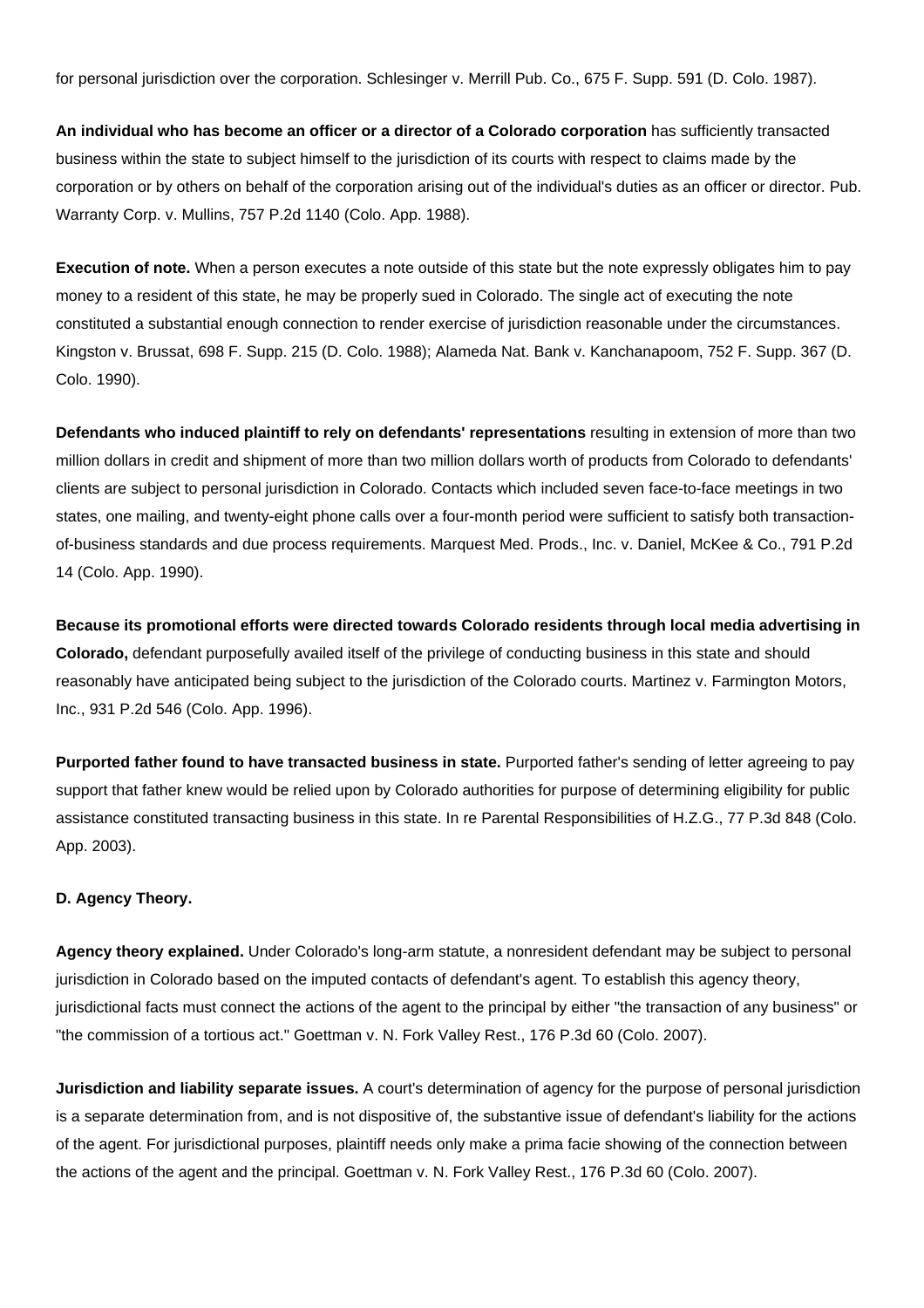for personal jurisdiction over the corporation. Schlesinger v. Merrill Pub. Co., 675 F. Supp. 591 (D. Colo. 1987).

**An individual who has become an officer or a director of a Colorado corporation** has sufficiently transacted business within the state to subject himself to the jurisdiction of its courts with respect to claims made by the corporation or by others on behalf of the corporation arising out of the individual's duties as an officer or director. Pub. Warranty Corp. v. Mullins, 757 P.2d 1140 (Colo. App. 1988).

**Execution of note.** When a person executes a note outside of this state but the note expressly obligates him to pay money to a resident of this state, he may be properly sued in Colorado. The single act of executing the note constituted a substantial enough connection to render exercise of jurisdiction reasonable under the circumstances. Kingston v. Brussat, 698 F. Supp. 215 (D. Colo. 1988); Alameda Nat. Bank v. Kanchanapoom, 752 F. Supp. 367 (D. Colo. 1990).

**Defendants who induced plaintiff to rely on defendants' representations** resulting in extension of more than two million dollars in credit and shipment of more than two million dollars worth of products from Colorado to defendants' clients are subject to personal jurisdiction in Colorado. Contacts which included seven face-to-face meetings in two states, one mailing, and twenty-eight phone calls over a four-month period were sufficient to satisfy both transaction-of-business standards and due process requirements. Marquest Med. Prods., Inc. v. Daniel, McKee & Co., 791 P.2d 14 (Colo. App. 1990).

**Because its promotional efforts were directed towards Colorado residents through local media advertising in Colorado,** defendant purposefully availed itself of the privilege of conducting business in this state and should reasonably have anticipated being subject to the jurisdiction of the Colorado courts. Martinez v. Farmington Motors, Inc., 931 P.2d 546 (Colo. App. 1996).

**Purported father found to have transacted business in state.** Purported father's sending of letter agreeing to pay support that father knew would be relied upon by Colorado authorities for purpose of determining eligibility for public assistance constituted transacting business in this state. In re Parental Responsibilities of H.Z.G., 77 P.3d 848 (Colo. App. 2003).

**D. Agency Theory.**

**Agency theory explained.** Under Colorado's long-arm statute, a nonresident defendant may be subject to personal jurisdiction in Colorado based on the imputed contacts of defendant's agent. To establish this agency theory, jurisdictional facts must connect the actions of the agent to the principal by either "the transaction of any business" or "the commission of a tortious act." Goettman v. N. Fork Valley Rest., 176 P.3d 60 (Colo. 2007).

**Jurisdiction and liability separate issues.** A court's determination of agency for the purpose of personal jurisdiction is a separate determination from, and is not dispositive of, the substantive issue of defendant's liability for the actions of the agent. For jurisdictional purposes, plaintiff needs only make a prima facie showing of the connection between the actions of the agent and the principal. Goettman v. N. Fork Valley Rest., 176 P.3d 60 (Colo. 2007).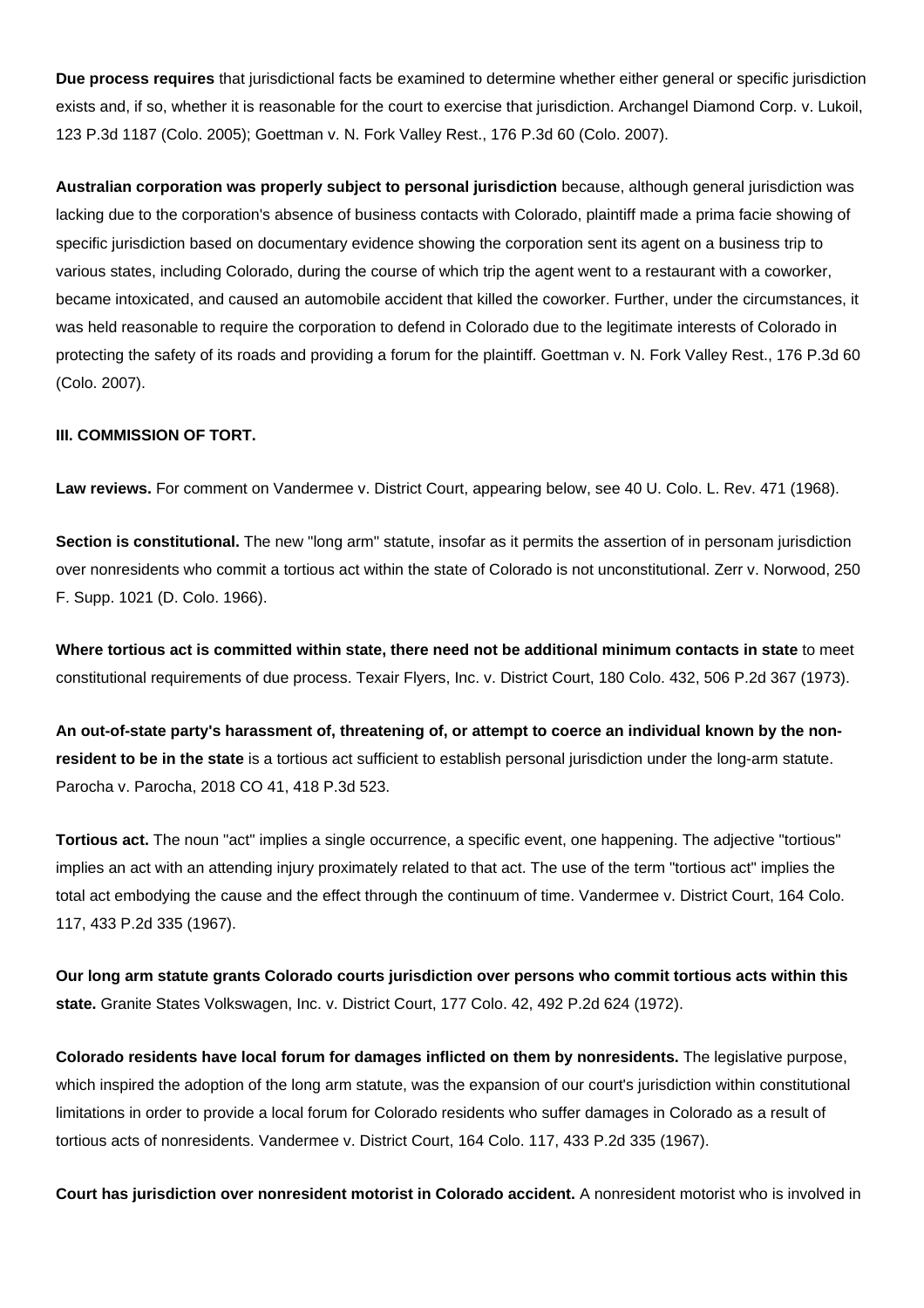**Due process requires** that jurisdictional facts be examined to determine whether either general or specific jurisdiction exists and, if so, whether it is reasonable for the court to exercise that jurisdiction. Archangel Diamond Corp. v. Lukoil, 123 P.3d 1187 (Colo. 2005); Goettman v. N. Fork Valley Rest., 176 P.3d 60 (Colo. 2007).

**Australian corporation was properly subject to personal jurisdiction** because, although general jurisdiction was lacking due to the corporation's absence of business contacts with Colorado, plaintiff made a prima facie showing of specific jurisdiction based on documentary evidence showing the corporation sent its agent on a business trip to various states, including Colorado, during the course of which trip the agent went to a restaurant with a coworker, became intoxicated, and caused an automobile accident that killed the coworker. Further, under the circumstances, it was held reasonable to require the corporation to defend in Colorado due to the legitimate interests of Colorado in protecting the safety of its roads and providing a forum for the plaintiff. Goettman v. N. Fork Valley Rest., 176 P.3d 60 (Colo. 2007).

**III. COMMISSION OF TORT.**

**Law reviews.** For comment on Vandermee v. District Court, appearing below, see 40 U. Colo. L. Rev. 471 (1968).

**Section is constitutional.** The new "long arm" statute, insofar as it permits the assertion of in personam jurisdiction over nonresidents who commit a tortious act within the state of Colorado is not unconstitutional. Zerr v. Norwood, 250 F. Supp. 1021 (D. Colo. 1966).

**Where tortious act is committed within state, there need not be additional minimum contacts in state** to meet constitutional requirements of due process. Texair Flyers, Inc. v. District Court, 180 Colo. 432, 506 P.2d 367 (1973).

**An out-of-state party's harassment of, threatening of, or attempt to coerce an individual known by the non-resident to be in the state** is a tortious act sufficient to establish personal jurisdiction under the long-arm statute. Parocha v. Parocha, 2018 CO 41, 418 P.3d 523.

**Tortious act.** The noun "act" implies a single occurrence, a specific event, one happening. The adjective "tortious" implies an act with an attending injury proximately related to that act. The use of the term "tortious act" implies the total act embodying the cause and the effect through the continuum of time. Vandermee v. District Court, 164 Colo. 117, 433 P.2d 335 (1967).

**Our long arm statute grants Colorado courts jurisdiction over persons who commit tortious acts within this state.** Granite States Volkswagen, Inc. v. District Court, 177 Colo. 42, 492 P.2d 624 (1972).

**Colorado residents have local forum for damages inflicted on them by nonresidents.** The legislative purpose, which inspired the adoption of the long arm statute, was the expansion of our court's jurisdiction within constitutional limitations in order to provide a local forum for Colorado residents who suffer damages in Colorado as a result of tortious acts of nonresidents. Vandermee v. District Court, 164 Colo. 117, 433 P.2d 335 (1967).

**Court has jurisdiction over nonresident motorist in Colorado accident.** A nonresident motorist who is involved in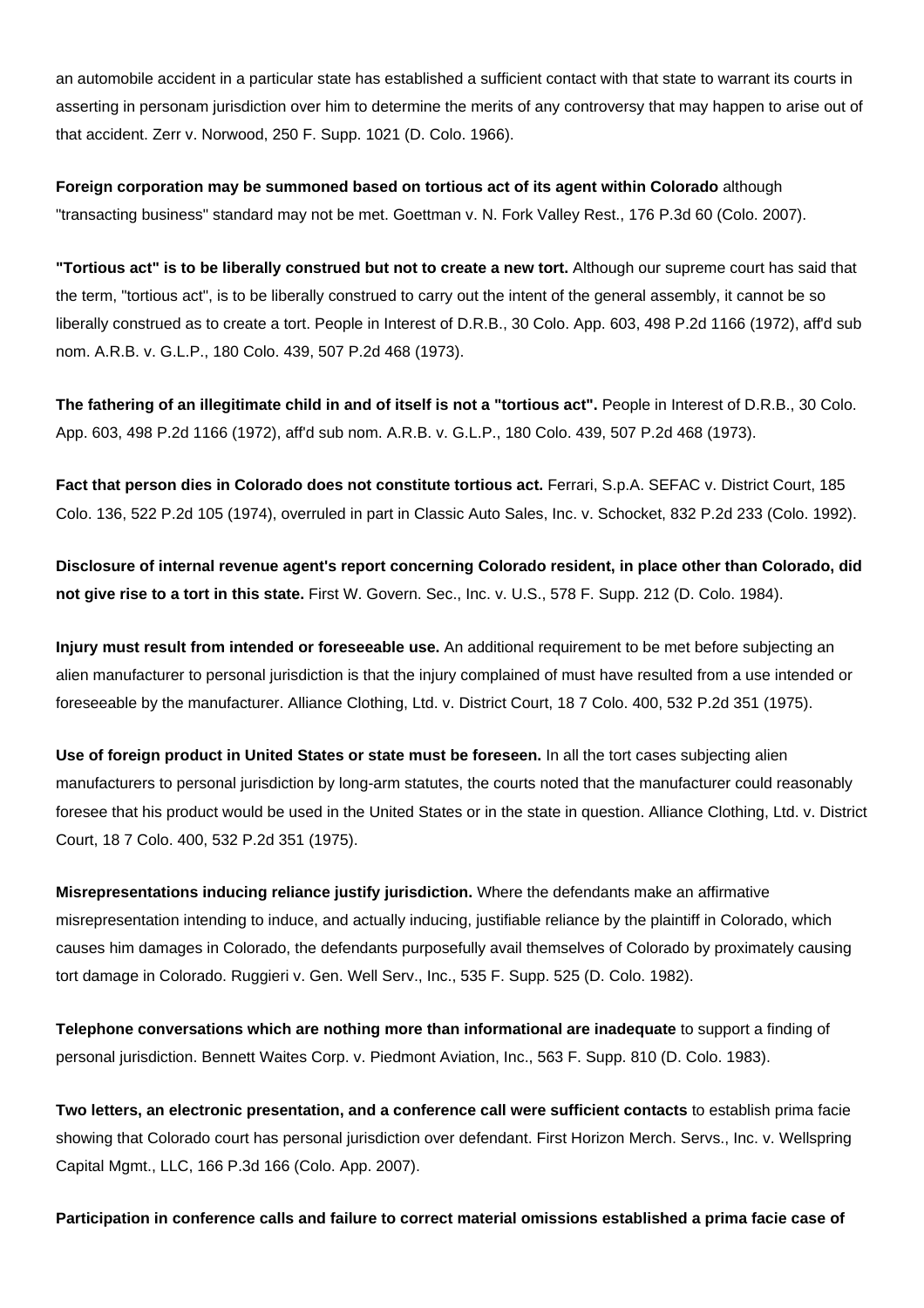an automobile accident in a particular state has established a sufficient contact with that state to warrant its courts in asserting in personam jurisdiction over him to determine the merits of any controversy that may happen to arise out of that accident. Zerr v. Norwood, 250 F. Supp. 1021 (D. Colo. 1966).

**Foreign corporation may be summoned based on tortious act of its agent within Colorado** although "transacting business" standard may not be met. Goettman v. N. Fork Valley Rest., 176 P.3d 60 (Colo. 2007).

**"Tortious act" is to be liberally construed but not to create a new tort.** Although our supreme court has said that the term, "tortious act", is to be liberally construed to carry out the intent of the general assembly, it cannot be so liberally construed as to create a tort. People in Interest of D.R.B., 30 Colo. App. 603, 498 P.2d 1166 (1972), aff'd sub nom. A.R.B. v. G.L.P., 180 Colo. 439, 507 P.2d 468 (1973).

**The fathering of an illegitimate child in and of itself is not a "tortious act".** People in Interest of D.R.B., 30 Colo. App. 603, 498 P.2d 1166 (1972), aff'd sub nom. A.R.B. v. G.L.P., 180 Colo. 439, 507 P.2d 468 (1973).

**Fact that person dies in Colorado does not constitute tortious act.** Ferrari, S.p.A. SEFAC v. District Court, 185 Colo. 136, 522 P.2d 105 (1974), overruled in part in Classic Auto Sales, Inc. v. Schocket, 832 P.2d 233 (Colo. 1992).

**Disclosure of internal revenue agent's report concerning Colorado resident, in place other than Colorado, did not give rise to a tort in this state.** First W. Govern. Sec., Inc. v. U.S., 578 F. Supp. 212 (D. Colo. 1984).

**Injury must result from intended or foreseeable use.** An additional requirement to be met before subjecting an alien manufacturer to personal jurisdiction is that the injury complained of must have resulted from a use intended or foreseeable by the manufacturer. Alliance Clothing, Ltd. v. District Court, 18 7 Colo. 400, 532 P.2d 351 (1975).

**Use of foreign product in United States or state must be foreseen.** In all the tort cases subjecting alien manufacturers to personal jurisdiction by long-arm statutes, the courts noted that the manufacturer could reasonably foresee that his product would be used in the United States or in the state in question. Alliance Clothing, Ltd. v. District Court, 18 7 Colo. 400, 532 P.2d 351 (1975).

**Misrepresentations inducing reliance justify jurisdiction.** Where the defendants make an affirmative misrepresentation intending to induce, and actually inducing, justifiable reliance by the plaintiff in Colorado, which causes him damages in Colorado, the defendants purposefully avail themselves of Colorado by proximately causing tort damage in Colorado. Ruggieri v. Gen. Well Serv., Inc., 535 F. Supp. 525 (D. Colo. 1982).

**Telephone conversations which are nothing more than informational are inadequate** to support a finding of personal jurisdiction. Bennett Waites Corp. v. Piedmont Aviation, Inc., 563 F. Supp. 810 (D. Colo. 1983).

**Two letters, an electronic presentation, and a conference call were sufficient contacts** to establish prima facie showing that Colorado court has personal jurisdiction over defendant. First Horizon Merch. Servs., Inc. v. Wellspring Capital Mgmt., LLC, 166 P.3d 166 (Colo. App. 2007).

**Participation in conference calls and failure to correct material omissions established a prima facie case of**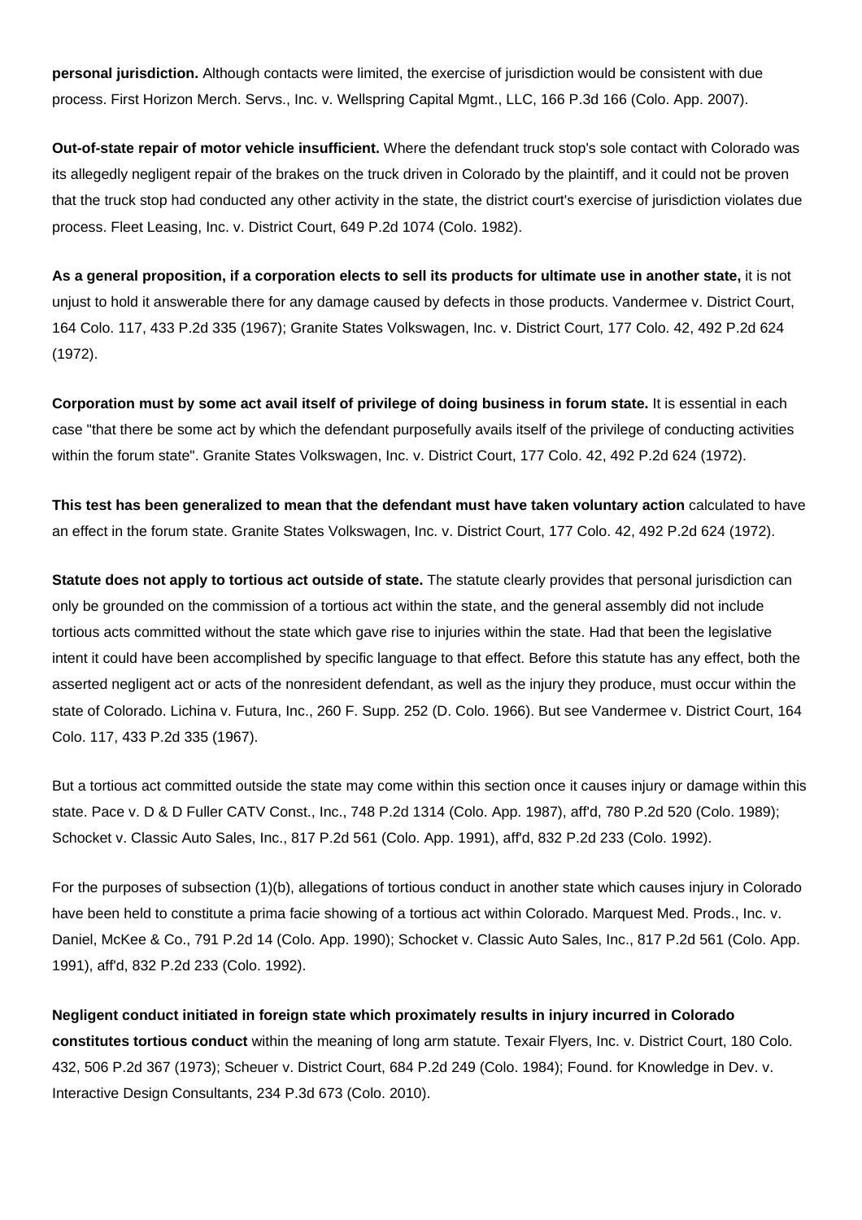**personal jurisdiction.** Although contacts were limited, the exercise of jurisdiction would be consistent with due process. First Horizon Merch. Servs., Inc. v. Wellspring Capital Mgmt., LLC, 166 P.3d 166 (Colo. App. 2007).

**Out-of-state repair of motor vehicle insufficient.** Where the defendant truck stop's sole contact with Colorado was its allegedly negligent repair of the brakes on the truck driven in Colorado by the plaintiff, and it could not be proven that the truck stop had conducted any other activity in the state, the district court's exercise of jurisdiction violates due process. Fleet Leasing, Inc. v. District Court, 649 P.2d 1074 (Colo. 1982).

**As a general proposition, if a corporation elects to sell its products for ultimate use in another state,** it is not unjust to hold it answerable there for any damage caused by defects in those products. Vandermee v. District Court, 164 Colo. 117, 433 P.2d 335 (1967); Granite States Volkswagen, Inc. v. District Court, 177 Colo. 42, 492 P.2d 624 (1972).

**Corporation must by some act avail itself of privilege of doing business in forum state.** It is essential in each case "that there be some act by which the defendant purposefully avails itself of the privilege of conducting activities within the forum state". Granite States Volkswagen, Inc. v. District Court, 177 Colo. 42, 492 P.2d 624 (1972).

**This test has been generalized to mean that the defendant must have taken voluntary action** calculated to have an effect in the forum state. Granite States Volkswagen, Inc. v. District Court, 177 Colo. 42, 492 P.2d 624 (1972).

**Statute does not apply to tortious act outside of state.** The statute clearly provides that personal jurisdiction can only be grounded on the commission of a tortious act within the state, and the general assembly did not include tortious acts committed without the state which gave rise to injuries within the state. Had that been the legislative intent it could have been accomplished by specific language to that effect. Before this statute has any effect, both the asserted negligent act or acts of the nonresident defendant, as well as the injury they produce, must occur within the state of Colorado. Lichina v. Futura, Inc., 260 F. Supp. 252 (D. Colo. 1966). But see Vandermee v. District Court, 164 Colo. 117, 433 P.2d 335 (1967).

But a tortious act committed outside the state may come within this section once it causes injury or damage within this state. Pace v. D & D Fuller CATV Const., Inc., 748 P.2d 1314 (Colo. App. 1987), aff'd, 780 P.2d 520 (Colo. 1989); Schocket v. Classic Auto Sales, Inc., 817 P.2d 561 (Colo. App. 1991), aff'd, 832 P.2d 233 (Colo. 1992).

For the purposes of subsection (1)(b), allegations of tortious conduct in another state which causes injury in Colorado have been held to constitute a prima facie showing of a tortious act within Colorado. Marquest Med. Prods., Inc. v. Daniel, McKee & Co., 791 P.2d 14 (Colo. App. 1990); Schocket v. Classic Auto Sales, Inc., 817 P.2d 561 (Colo. App. 1991), aff'd, 832 P.2d 233 (Colo. 1992).

**Negligent conduct initiated in foreign state which proximately results in injury incurred in Colorado constitutes tortious conduct** within the meaning of long arm statute. Texair Flyers, Inc. v. District Court, 180 Colo. 432, 506 P.2d 367 (1973); Scheuer v. District Court, 684 P.2d 249 (Colo. 1984); Found. for Knowledge in Dev. v. Interactive Design Consultants, 234 P.3d 673 (Colo. 2010).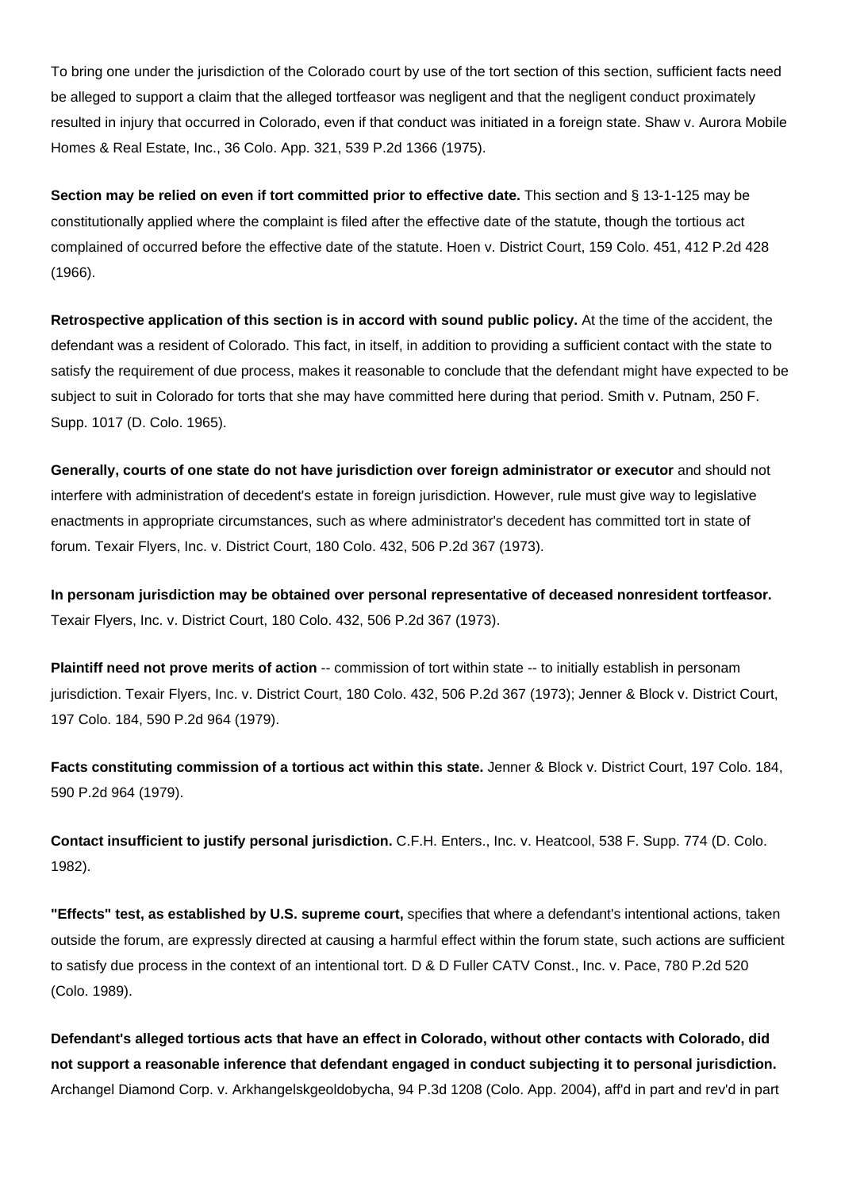To bring one under the jurisdiction of the Colorado court by use of the tort section of this section, sufficient facts need be alleged to support a claim that the alleged tortfeasor was negligent and that the negligent conduct proximately resulted in injury that occurred in Colorado, even if that conduct was initiated in a foreign state. Shaw v. Aurora Mobile Homes & Real Estate, Inc., 36 Colo. App. 321, 539 P.2d 1366 (1975).

**Section may be relied on even if tort committed prior to effective date.** This section and § 13-1-125 may be constitutionally applied where the complaint is filed after the effective date of the statute, though the tortious act complained of occurred before the effective date of the statute. Hoen v. District Court, 159 Colo. 451, 412 P.2d 428 (1966).

**Retrospective application of this section is in accord with sound public policy.** At the time of the accident, the defendant was a resident of Colorado. This fact, in itself, in addition to providing a sufficient contact with the state to satisfy the requirement of due process, makes it reasonable to conclude that the defendant might have expected to be subject to suit in Colorado for torts that she may have committed here during that period. Smith v. Putnam, 250 F. Supp. 1017 (D. Colo. 1965).

**Generally, courts of one state do not have jurisdiction over foreign administrator or executor** and should not interfere with administration of decedent's estate in foreign jurisdiction. However, rule must give way to legislative enactments in appropriate circumstances, such as where administrator's decedent has committed tort in state of forum. Texair Flyers, Inc. v. District Court, 180 Colo. 432, 506 P.2d 367 (1973).

**In personam jurisdiction may be obtained over personal representative of deceased nonresident tortfeasor.** Texair Flyers, Inc. v. District Court, 180 Colo. 432, 506 P.2d 367 (1973).

**Plaintiff need not prove merits of action** -- commission of tort within state -- to initially establish in personam jurisdiction. Texair Flyers, Inc. v. District Court, 180 Colo. 432, 506 P.2d 367 (1973); Jenner & Block v. District Court, 197 Colo. 184, 590 P.2d 964 (1979).

**Facts constituting commission of a tortious act within this state.** Jenner & Block v. District Court, 197 Colo. 184, 590 P.2d 964 (1979).

**Contact insufficient to justify personal jurisdiction.** C.F.H. Enters., Inc. v. Heatcool, 538 F. Supp. 774 (D. Colo. 1982).

**"Effects" test, as established by U.S. supreme court,** specifies that where a defendant's intentional actions, taken outside the forum, are expressly directed at causing a harmful effect within the forum state, such actions are sufficient to satisfy due process in the context of an intentional tort. D & D Fuller CATV Const., Inc. v. Pace, 780 P.2d 520 (Colo. 1989).

**Defendant's alleged tortious acts that have an effect in Colorado, without other contacts with Colorado, did not support a reasonable inference that defendant engaged in conduct subjecting it to personal jurisdiction.** Archangel Diamond Corp. v. Arkhangelskgeoldobycha, 94 P.3d 1208 (Colo. App. 2004), aff'd in part and rev'd in part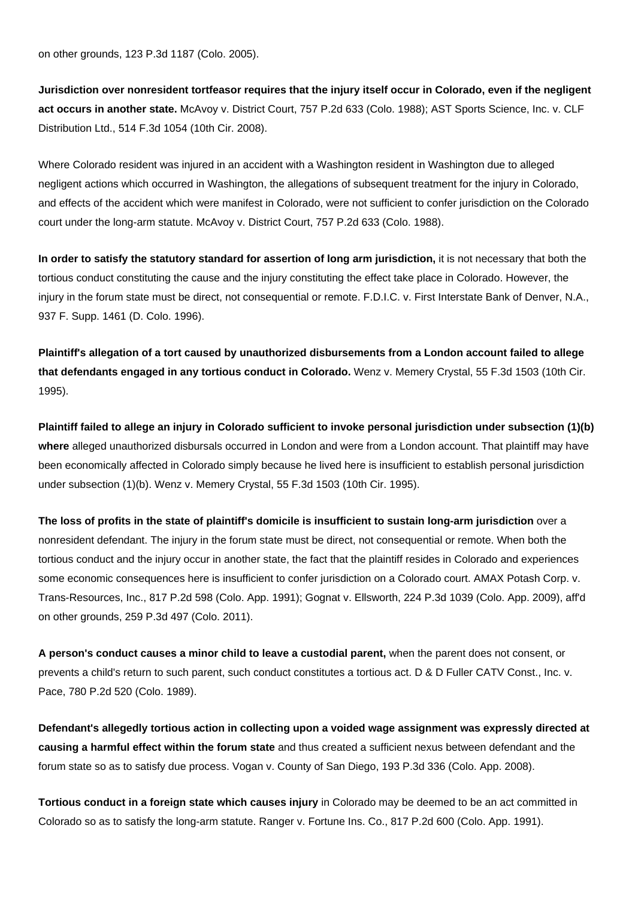on other grounds, 123 P.3d 1187 (Colo. 2005).

**Jurisdiction over nonresident tortfeasor requires that the injury itself occur in Colorado, even if the negligent act occurs in another state.** McAvoy v. District Court, 757 P.2d 633 (Colo. 1988); AST Sports Science, Inc. v. CLF Distribution Ltd., 514 F.3d 1054 (10th Cir. 2008).

Where Colorado resident was injured in an accident with a Washington resident in Washington due to alleged negligent actions which occurred in Washington, the allegations of subsequent treatment for the injury in Colorado, and effects of the accident which were manifest in Colorado, were not sufficient to confer jurisdiction on the Colorado court under the long-arm statute. McAvoy v. District Court, 757 P.2d 633 (Colo. 1988).

**In order to satisfy the statutory standard for assertion of long arm jurisdiction,** it is not necessary that both the tortious conduct constituting the cause and the injury constituting the effect take place in Colorado. However, the injury in the forum state must be direct, not consequential or remote. F.D.I.C. v. First Interstate Bank of Denver, N.A., 937 F. Supp. 1461 (D. Colo. 1996).

**Plaintiff's allegation of a tort caused by unauthorized disbursements from a London account failed to allege that defendants engaged in any tortious conduct in Colorado.** Wenz v. Memery Crystal, 55 F.3d 1503 (10th Cir. 1995).

**Plaintiff failed to allege an injury in Colorado sufficient to invoke personal jurisdiction under subsection (1)(b) where** alleged unauthorized disbursals occurred in London and were from a London account. That plaintiff may have been economically affected in Colorado simply because he lived here is insufficient to establish personal jurisdiction under subsection (1)(b). Wenz v. Memery Crystal, 55 F.3d 1503 (10th Cir. 1995).

**The loss of profits in the state of plaintiff's domicile is insufficient to sustain long-arm jurisdiction** over a nonresident defendant. The injury in the forum state must be direct, not consequential or remote. When both the tortious conduct and the injury occur in another state, the fact that the plaintiff resides in Colorado and experiences some economic consequences here is insufficient to confer jurisdiction on a Colorado court. AMAX Potash Corp. v. Trans-Resources, Inc., 817 P.2d 598 (Colo. App. 1991); Gognat v. Ellsworth, 224 P.3d 1039 (Colo. App. 2009), aff'd on other grounds, 259 P.3d 497 (Colo. 2011).

**A person's conduct causes a minor child to leave a custodial parent,** when the parent does not consent, or prevents a child's return to such parent, such conduct constitutes a tortious act. D & D Fuller CATV Const., Inc. v. Pace, 780 P.2d 520 (Colo. 1989).

**Defendant's allegedly tortious action in collecting upon a voided wage assignment was expressly directed at causing a harmful effect within the forum state** and thus created a sufficient nexus between defendant and the forum state so as to satisfy due process. Vogan v. County of San Diego, 193 P.3d 336 (Colo. App. 2008).

**Tortious conduct in a foreign state which causes injury** in Colorado may be deemed to be an act committed in Colorado so as to satisfy the long-arm statute. Ranger v. Fortune Ins. Co., 817 P.2d 600 (Colo. App. 1991).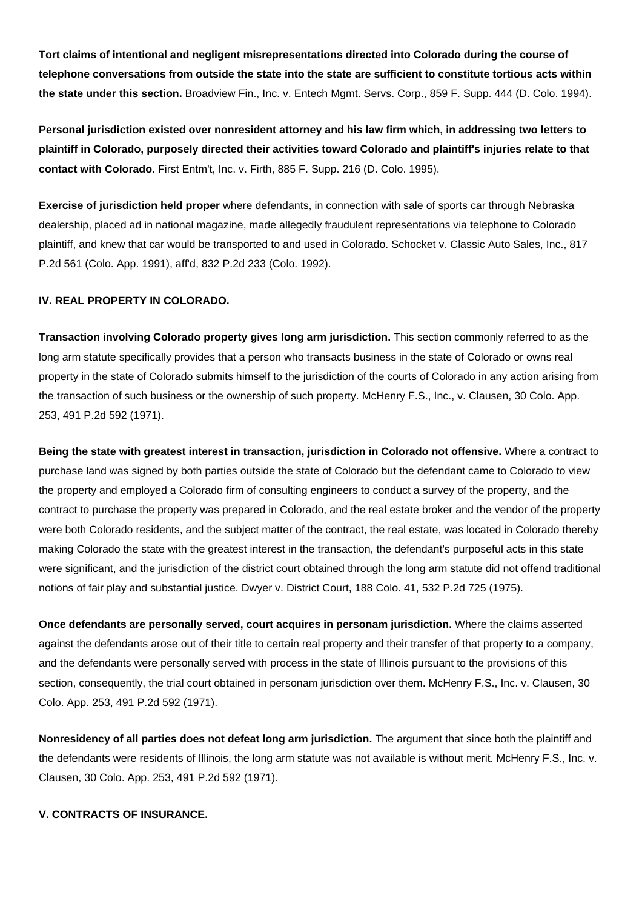**Tort claims of intentional and negligent misrepresentations directed into Colorado during the course of telephone conversations from outside the state into the state are sufficient to constitute tortious acts within the state under this section.** Broadview Fin., Inc. v. Entech Mgmt. Servs. Corp., 859 F. Supp. 444 (D. Colo. 1994).

**Personal jurisdiction existed over nonresident attorney and his law firm which, in addressing two letters to plaintiff in Colorado, purposely directed their activities toward Colorado and plaintiff's injuries relate to that contact with Colorado.** First Entm't, Inc. v. Firth, 885 F. Supp. 216 (D. Colo. 1995).

**Exercise of jurisdiction held proper** where defendants, in connection with sale of sports car through Nebraska dealership, placed ad in national magazine, made allegedly fraudulent representations via telephone to Colorado plaintiff, and knew that car would be transported to and used in Colorado. Schocket v. Classic Auto Sales, Inc., 817 P.2d 561 (Colo. App. 1991), aff'd, 832 P.2d 233 (Colo. 1992).

**IV. REAL PROPERTY IN COLORADO.**

**Transaction involving Colorado property gives long arm jurisdiction.** This section commonly referred to as the long arm statute specifically provides that a person who transacts business in the state of Colorado or owns real property in the state of Colorado submits himself to the jurisdiction of the courts of Colorado in any action arising from the transaction of such business or the ownership of such property. McHenry F.S., Inc., v. Clausen, 30 Colo. App. 253, 491 P.2d 592 (1971).

**Being the state with greatest interest in transaction, jurisdiction in Colorado not offensive.** Where a contract to purchase land was signed by both parties outside the state of Colorado but the defendant came to Colorado to view the property and employed a Colorado firm of consulting engineers to conduct a survey of the property, and the contract to purchase the property was prepared in Colorado, and the real estate broker and the vendor of the property were both Colorado residents, and the subject matter of the contract, the real estate, was located in Colorado thereby making Colorado the state with the greatest interest in the transaction, the defendant's purposeful acts in this state were significant, and the jurisdiction of the district court obtained through the long arm statute did not offend traditional notions of fair play and substantial justice. Dwyer v. District Court, 188 Colo. 41, 532 P.2d 725 (1975).

**Once defendants are personally served, court acquires in personam jurisdiction.** Where the claims asserted against the defendants arose out of their title to certain real property and their transfer of that property to a company, and the defendants were personally served with process in the state of Illinois pursuant to the provisions of this section, consequently, the trial court obtained in personam jurisdiction over them. McHenry F.S., Inc. v. Clausen, 30 Colo. App. 253, 491 P.2d 592 (1971).

**Nonresidency of all parties does not defeat long arm jurisdiction.** The argument that since both the plaintiff and the defendants were residents of Illinois, the long arm statute was not available is without merit. McHenry F.S., Inc. v. Clausen, 30 Colo. App. 253, 491 P.2d 592 (1971).

**V. CONTRACTS OF INSURANCE.**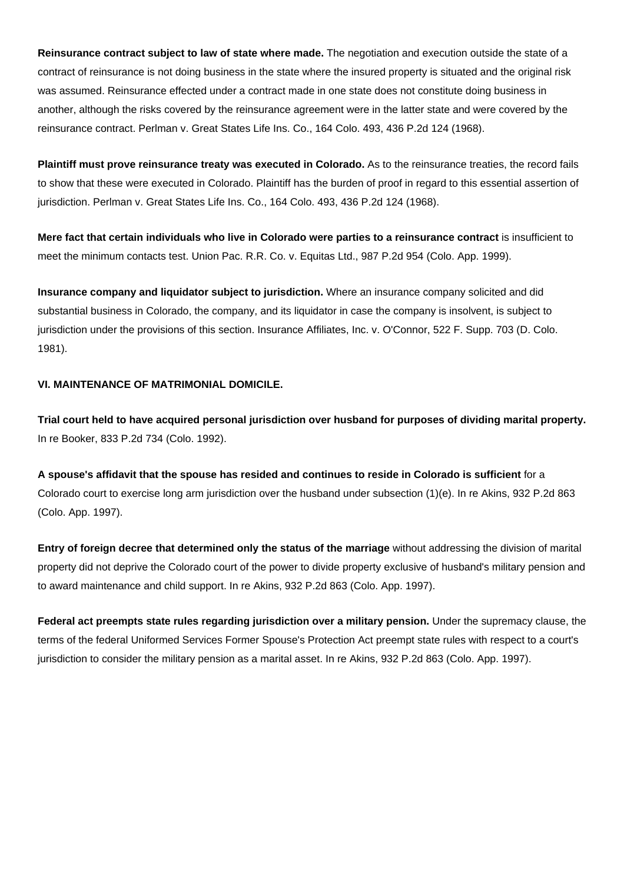**Reinsurance contract subject to law of state where made.** The negotiation and execution outside the state of a contract of reinsurance is not doing business in the state where the insured property is situated and the original risk was assumed. Reinsurance effected under a contract made in one state does not constitute doing business in another, although the risks covered by the reinsurance agreement were in the latter state and were covered by the reinsurance contract. Perlman v. Great States Life Ins. Co., 164 Colo. 493, 436 P.2d 124 (1968).

**Plaintiff must prove reinsurance treaty was executed in Colorado.** As to the reinsurance treaties, the record fails to show that these were executed in Colorado. Plaintiff has the burden of proof in regard to this essential assertion of jurisdiction. Perlman v. Great States Life Ins. Co., 164 Colo. 493, 436 P.2d 124 (1968).

**Mere fact that certain individuals who live in Colorado were parties to a reinsurance contract** is insufficient to meet the minimum contacts test. Union Pac. R.R. Co. v. Equitas Ltd., 987 P.2d 954 (Colo. App. 1999).

**Insurance company and liquidator subject to jurisdiction.** Where an insurance company solicited and did substantial business in Colorado, the company, and its liquidator in case the company is insolvent, is subject to jurisdiction under the provisions of this section. Insurance Affiliates, Inc. v. O'Connor, 522 F. Supp. 703 (D. Colo. 1981).

**VI. MAINTENANCE OF MATRIMONIAL DOMICILE.**

**Trial court held to have acquired personal jurisdiction over husband for purposes of dividing marital property.** In re Booker, 833 P.2d 734 (Colo. 1992).

**A spouse's affidavit that the spouse has resided and continues to reside in Colorado is sufficient** for a Colorado court to exercise long arm jurisdiction over the husband under subsection (1)(e). In re Akins, 932 P.2d 863 (Colo. App. 1997).

**Entry of foreign decree that determined only the status of the marriage** without addressing the division of marital property did not deprive the Colorado court of the power to divide property exclusive of husband's military pension and to award maintenance and child support. In re Akins, 932 P.2d 863 (Colo. App. 1997).

**Federal act preempts state rules regarding jurisdiction over a military pension.** Under the supremacy clause, the terms of the federal Uniformed Services Former Spouse's Protection Act preempt state rules with respect to a court's jurisdiction to consider the military pension as a marital asset. In re Akins, 932 P.2d 863 (Colo. App. 1997).